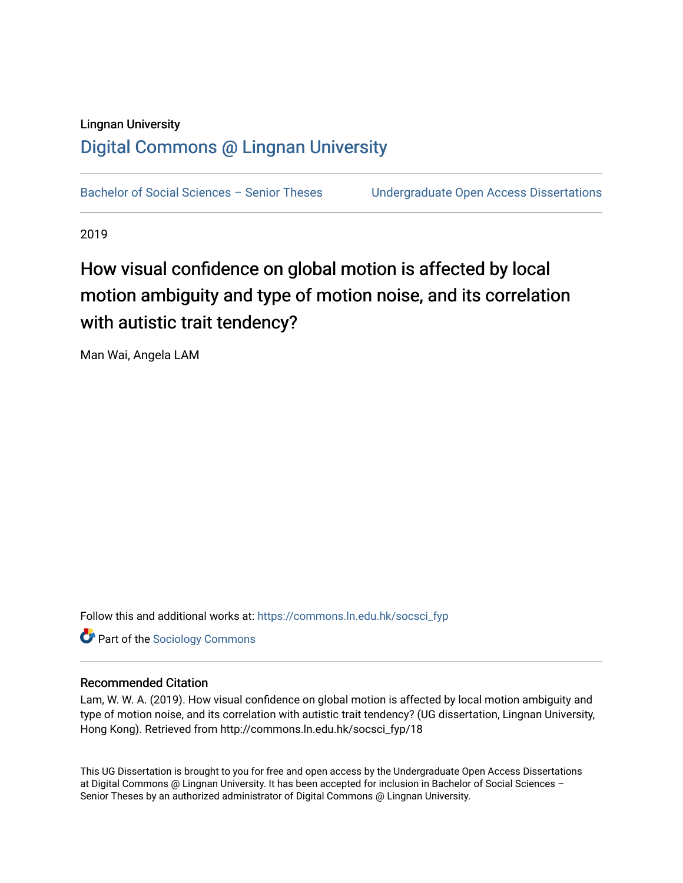Lingnan University

# Digital Commons @ Lingnan University

Bachelor of Social Sciences – Senior Theses    Undergraduate Open Access Dissertations

2019

# How visual confidence on global motion is affected by local motion ambiguity and type of motion noise, and its correlation with autistic trait tendency?

Man Wai, Angela LAM

Follow this and additional works at: https://commons.ln.edu.hk/socsci_fyp

Part of the Sociology Commons

## Recommended Citation

Lam, W. W. A. (2019). How visual confidence on global motion is affected by local motion ambiguity and type of motion noise, and its correlation with autistic trait tendency? (UG dissertation, Lingnan University, Hong Kong). Retrieved from http://commons.ln.edu.hk/socsci_fyp/18

This UG Dissertation is brought to you for free and open access by the Undergraduate Open Access Dissertations at Digital Commons @ Lingnan University. It has been accepted for inclusion in Bachelor of Social Sciences – Senior Theses by an authorized administrator of Digital Commons @ Lingnan University.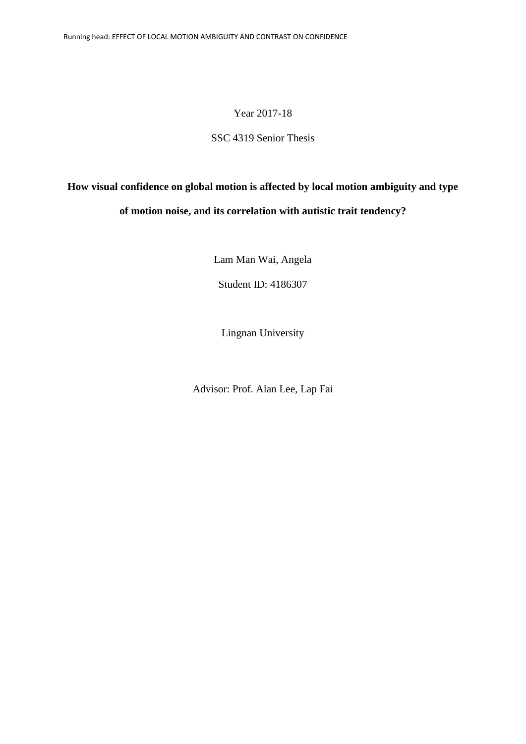Year 2017-18

SSC 4319 Senior Thesis

**How visual confidence on global motion is affected by local motion ambiguity and type of motion noise, and its correlation with autistic trait tendency?**

Lam Man Wai, Angela

Student ID: 4186307

Lingnan University

Advisor: Prof. Alan Lee, Lap Fai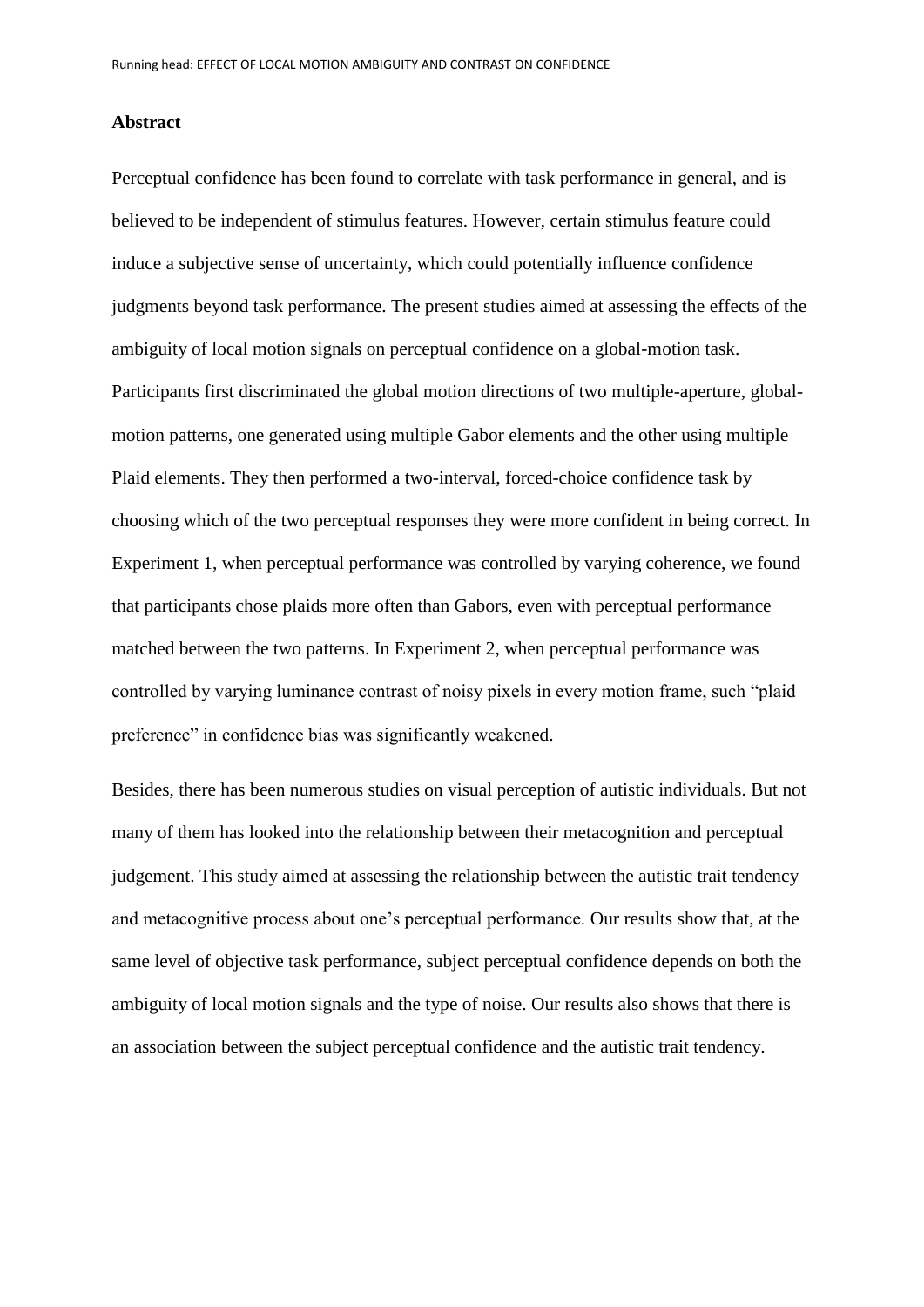## Abstract

Perceptual confidence has been found to correlate with task performance in general, and is believed to be independent of stimulus features. However, certain stimulus feature could induce a subjective sense of uncertainty, which could potentially influence confidence judgments beyond task performance. The present studies aimed at assessing the effects of the ambiguity of local motion signals on perceptual confidence on a global-motion task. Participants first discriminated the global motion directions of two multiple-aperture, global-motion patterns, one generated using multiple Gabor elements and the other using multiple Plaid elements. They then performed a two-interval, forced-choice confidence task by choosing which of the two perceptual responses they were more confident in being correct. In Experiment 1, when perceptual performance was controlled by varying coherence, we found that participants chose plaids more often than Gabors, even with perceptual performance matched between the two patterns. In Experiment 2, when perceptual performance was controlled by varying luminance contrast of noisy pixels in every motion frame, such "plaid preference" in confidence bias was significantly weakened.

Besides, there has been numerous studies on visual perception of autistic individuals. But not many of them has looked into the relationship between their metacognition and perceptual judgement. This study aimed at assessing the relationship between the autistic trait tendency and metacognitive process about one's perceptual performance. Our results show that, at the same level of objective task performance, subject perceptual confidence depends on both the ambiguity of local motion signals and the type of noise. Our results also shows that there is an association between the subject perceptual confidence and the autistic trait tendency.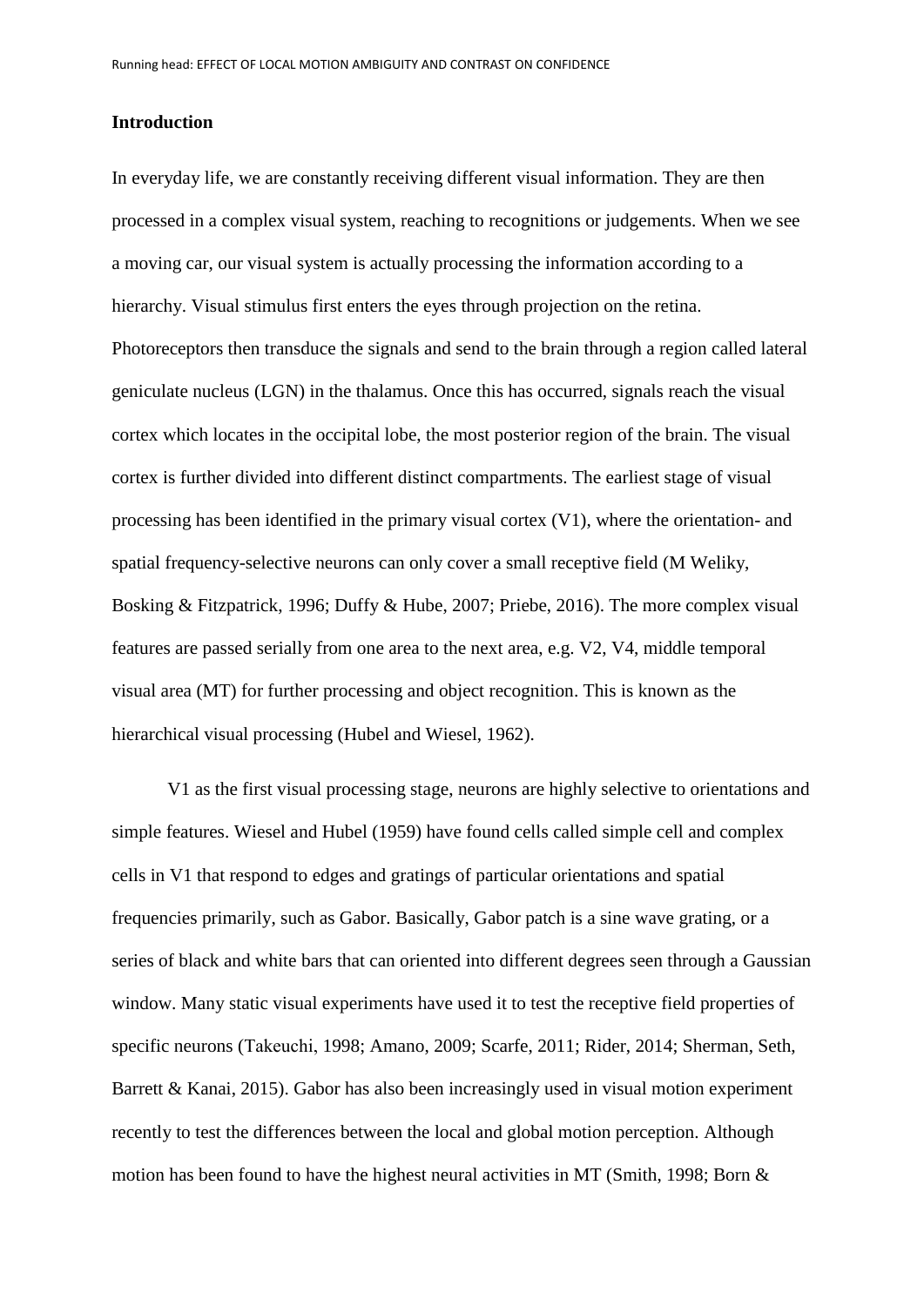## Introduction

In everyday life, we are constantly receiving different visual information. They are then processed in a complex visual system, reaching to recognitions or judgements. When we see a moving car, our visual system is actually processing the information according to a hierarchy. Visual stimulus first enters the eyes through projection on the retina. Photoreceptors then transduce the signals and send to the brain through a region called lateral geniculate nucleus (LGN) in the thalamus. Once this has occurred, signals reach the visual cortex which locates in the occipital lobe, the most posterior region of the brain. The visual cortex is further divided into different distinct compartments. The earliest stage of visual processing has been identified in the primary visual cortex (V1), where the orientation- and spatial frequency-selective neurons can only cover a small receptive field (M Weliky, Bosking & Fitzpatrick, 1996; Duffy & Hube, 2007; Priebe, 2016). The more complex visual features are passed serially from one area to the next area, e.g. V2, V4, middle temporal visual area (MT) for further processing and object recognition. This is known as the hierarchical visual processing (Hubel and Wiesel, 1962).

V1 as the first visual processing stage, neurons are highly selective to orientations and simple features. Wiesel and Hubel (1959) have found cells called simple cell and complex cells in V1 that respond to edges and gratings of particular orientations and spatial frequencies primarily, such as Gabor. Basically, Gabor patch is a sine wave grating, or a series of black and white bars that can oriented into different degrees seen through a Gaussian window. Many static visual experiments have used it to test the receptive field properties of specific neurons (Takeuchi, 1998; Amano, 2009; Scarfe, 2011; Rider, 2014; Sherman, Seth, Barrett & Kanai, 2015). Gabor has also been increasingly used in visual motion experiment recently to test the differences between the local and global motion perception. Although motion has been found to have the highest neural activities in MT (Smith, 1998; Born &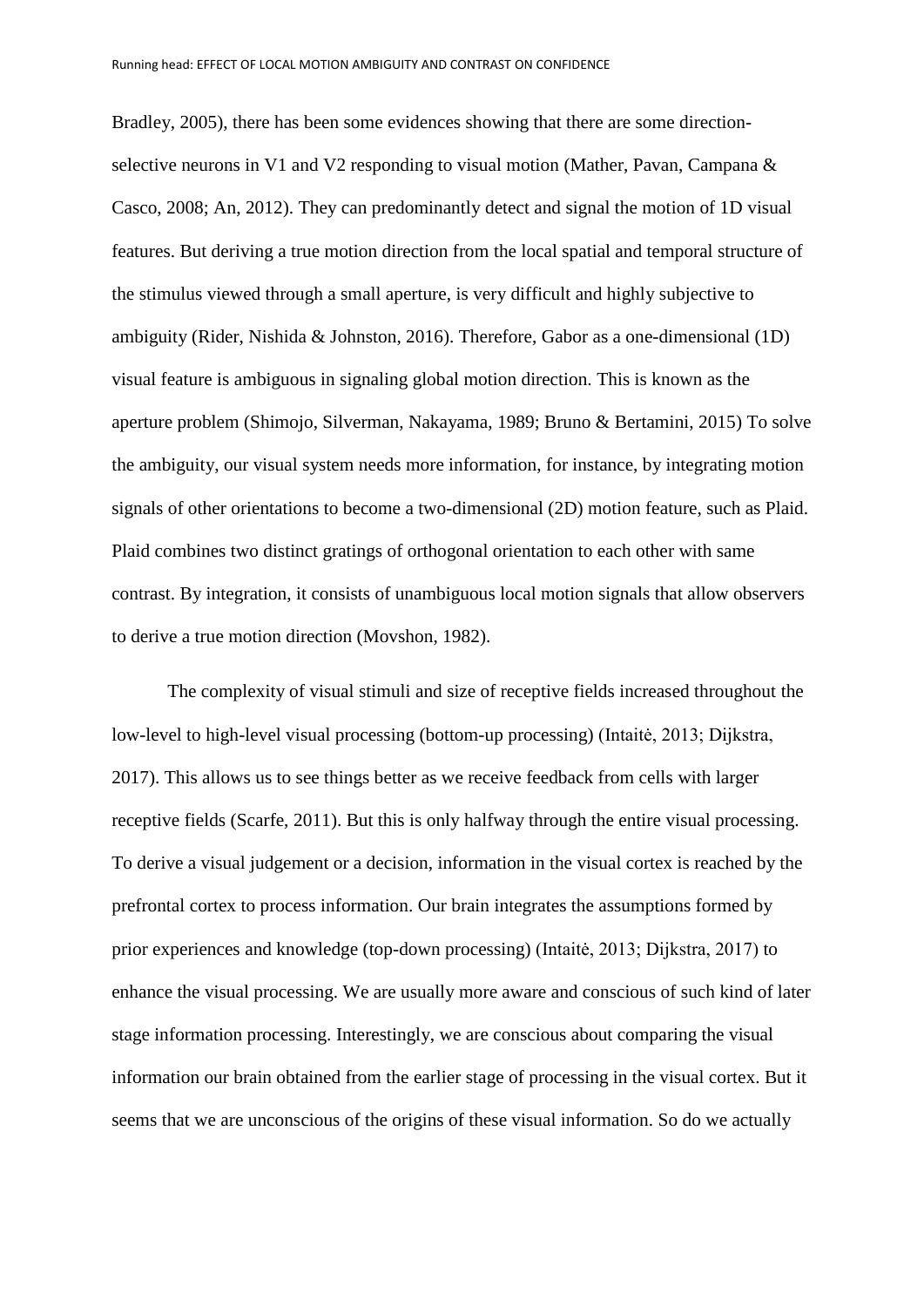Bradley, 2005), there has been some evidences showing that there are some direction-selective neurons in V1 and V2 responding to visual motion (Mather, Pavan, Campana & Casco, 2008; An, 2012). They can predominantly detect and signal the motion of 1D visual features. But deriving a true motion direction from the local spatial and temporal structure of the stimulus viewed through a small aperture, is very difficult and highly subjective to ambiguity (Rider, Nishida & Johnston, 2016). Therefore, Gabor as a one-dimensional (1D) visual feature is ambiguous in signaling global motion direction. This is known as the aperture problem (Shimojo, Silverman, Nakayama, 1989; Bruno & Bertamini, 2015) To solve the ambiguity, our visual system needs more information, for instance, by integrating motion signals of other orientations to become a two-dimensional (2D) motion feature, such as Plaid. Plaid combines two distinct gratings of orthogonal orientation to each other with same contrast. By integration, it consists of unambiguous local motion signals that allow observers to derive a true motion direction (Movshon, 1982).

The complexity of visual stimuli and size of receptive fields increased throughout the low-level to high-level visual processing (bottom-up processing) (Intaitė, 2013; Dijkstra, 2017). This allows us to see things better as we receive feedback from cells with larger receptive fields (Scarfe, 2011). But this is only halfway through the entire visual processing. To derive a visual judgement or a decision, information in the visual cortex is reached by the prefrontal cortex to process information. Our brain integrates the assumptions formed by prior experiences and knowledge (top-down processing) (Intaitė, 2013; Dijkstra, 2017) to enhance the visual processing. We are usually more aware and conscious of such kind of later stage information processing. Interestingly, we are conscious about comparing the visual information our brain obtained from the earlier stage of processing in the visual cortex. But it seems that we are unconscious of the origins of these visual information. So do we actually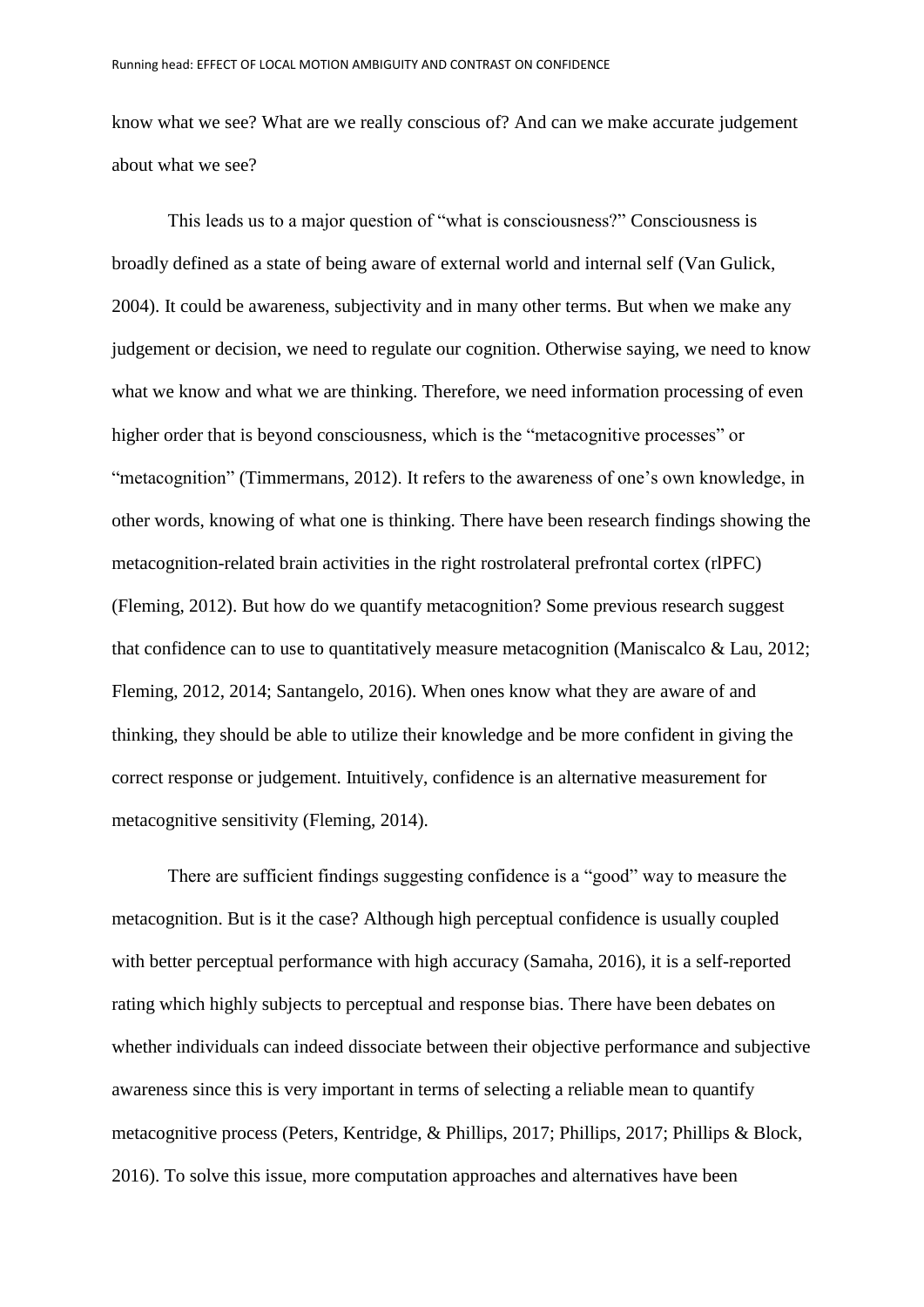know what we see? What are we really conscious of? And can we make accurate judgement about what we see?

This leads us to a major question of "what is consciousness?" Consciousness is broadly defined as a state of being aware of external world and internal self (Van Gulick, 2004). It could be awareness, subjectivity and in many other terms. But when we make any judgement or decision, we need to regulate our cognition. Otherwise saying, we need to know what we know and what we are thinking. Therefore, we need information processing of even higher order that is beyond consciousness, which is the "metacognitive processes" or "metacognition" (Timmermans, 2012). It refers to the awareness of one's own knowledge, in other words, knowing of what one is thinking. There have been research findings showing the metacognition-related brain activities in the right rostrolateral prefrontal cortex (rlPFC) (Fleming, 2012). But how do we quantify metacognition? Some previous research suggest that confidence can to use to quantitatively measure metacognition (Maniscalco & Lau, 2012; Fleming, 2012, 2014; Santangelo, 2016). When ones know what they are aware of and thinking, they should be able to utilize their knowledge and be more confident in giving the correct response or judgement. Intuitively, confidence is an alternative measurement for metacognitive sensitivity (Fleming, 2014).

There are sufficient findings suggesting confidence is a "good" way to measure the metacognition. But is it the case? Although high perceptual confidence is usually coupled with better perceptual performance with high accuracy (Samaha, 2016), it is a self-reported rating which highly subjects to perceptual and response bias. There have been debates on whether individuals can indeed dissociate between their objective performance and subjective awareness since this is very important in terms of selecting a reliable mean to quantify metacognitive process (Peters, Kentridge, & Phillips, 2017; Phillips, 2017; Phillips & Block, 2016). To solve this issue, more computation approaches and alternatives have been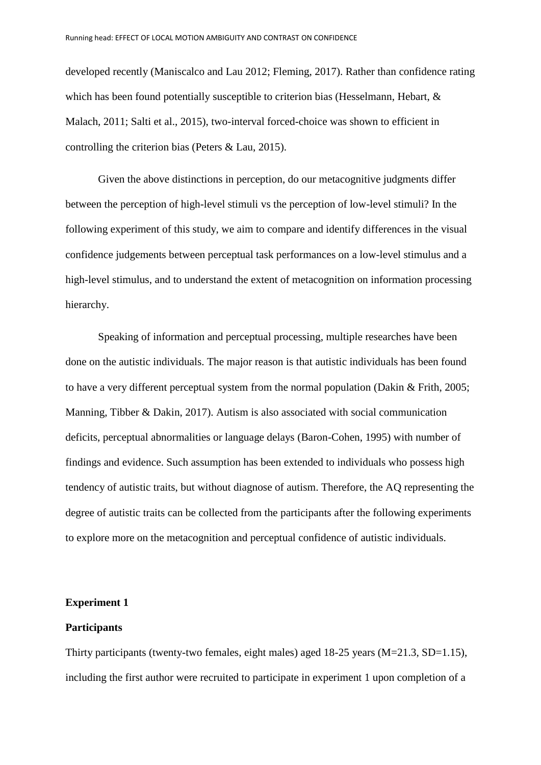developed recently (Maniscalco and Lau 2012; Fleming, 2017). Rather than confidence rating which has been found potentially susceptible to criterion bias (Hesselmann, Hebart, & Malach, 2011; Salti et al., 2015), two-interval forced-choice was shown to efficient in controlling the criterion bias (Peters & Lau, 2015).

Given the above distinctions in perception, do our metacognitive judgments differ between the perception of high-level stimuli vs the perception of low-level stimuli? In the following experiment of this study, we aim to compare and identify differences in the visual confidence judgements between perceptual task performances on a low-level stimulus and a high-level stimulus, and to understand the extent of metacognition on information processing hierarchy.

Speaking of information and perceptual processing, multiple researches have been done on the autistic individuals. The major reason is that autistic individuals has been found to have a very different perceptual system from the normal population (Dakin & Frith, 2005; Manning, Tibber & Dakin, 2017). Autism is also associated with social communication deficits, perceptual abnormalities or language delays (Baron-Cohen, 1995) with number of findings and evidence. Such assumption has been extended to individuals who possess high tendency of autistic traits, but without diagnose of autism. Therefore, the AQ representing the degree of autistic traits can be collected from the participants after the following experiments to explore more on the metacognition and perceptual confidence of autistic individuals.

## Experiment 1

### Participants

Thirty participants (twenty-two females, eight males) aged 18-25 years (M=21.3, SD=1.15), including the first author were recruited to participate in experiment 1 upon completion of a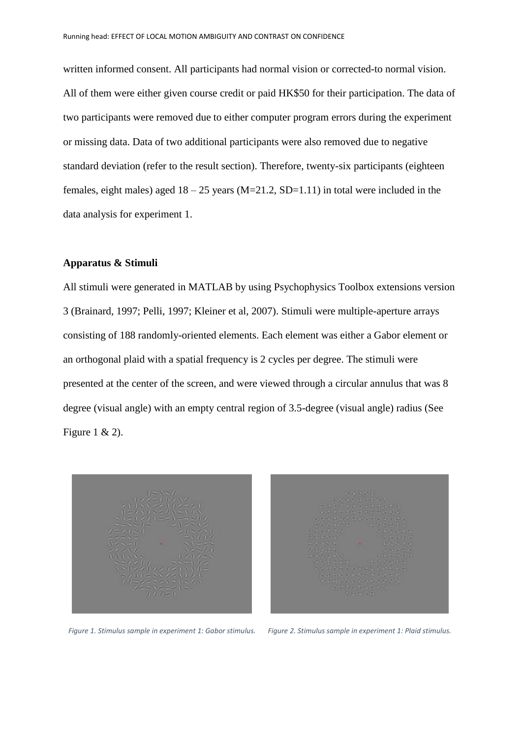written informed consent. All participants had normal vision or corrected-to normal vision. All of them were either given course credit or paid HK$50 for their participation. The data of two participants were removed due to either computer program errors during the experiment or missing data. Data of two additional participants were also removed due to negative standard deviation (refer to the result section). Therefore, twenty-six participants (eighteen females, eight males) aged 18 – 25 years (M=21.2, SD=1.11) in total were included in the data analysis for experiment 1.

**Apparatus & Stimuli**

All stimuli were generated in MATLAB by using Psychophysics Toolbox extensions version 3 (Brainard, 1997; Pelli, 1997; Kleiner et al, 2007). Stimuli were multiple-aperture arrays consisting of 188 randomly-oriented elements. Each element was either a Gabor element or an orthogonal plaid with a spatial frequency is 2 cycles per degree. The stimuli were presented at the center of the screen, and were viewed through a circular annulus that was 8 degree (visual angle) with an empty central region of 3.5-degree (visual angle) radius (See Figure 1 & 2).

*Figure 1. Stimulus sample in experiment 1: Gabor stimulus.*

*Figure 2. Stimulus sample in experiment 1: Plaid stimulus.*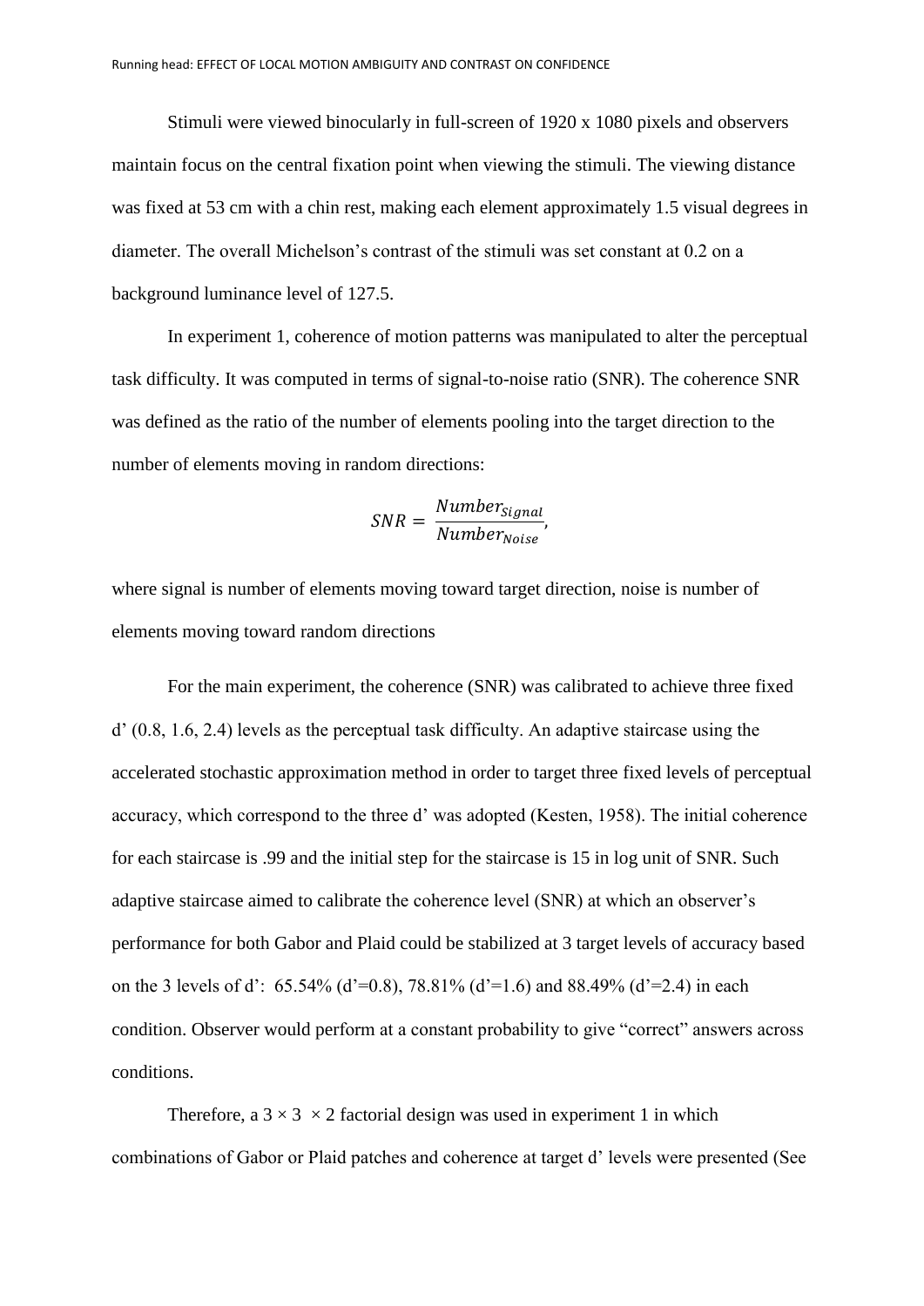Stimuli were viewed binocularly in full-screen of 1920 x 1080 pixels and observers maintain focus on the central fixation point when viewing the stimuli. The viewing distance was fixed at 53 cm with a chin rest, making each element approximately 1.5 visual degrees in diameter. The overall Michelson's contrast of the stimuli was set constant at 0.2 on a background luminance level of 127.5.

In experiment 1, coherence of motion patterns was manipulated to alter the perceptual task difficulty. It was computed in terms of signal-to-noise ratio (SNR). The coherence SNR was defined as the ratio of the number of elements pooling into the target direction to the number of elements moving in random directions:

$$SNR = \frac{Number_{Signal}}{Number_{Noise}},$$

where signal is number of elements moving toward target direction, noise is number of elements moving toward random directions

For the main experiment, the coherence (SNR) was calibrated to achieve three fixed d' (0.8, 1.6, 2.4) levels as the perceptual task difficulty. An adaptive staircase using the accelerated stochastic approximation method in order to target three fixed levels of perceptual accuracy, which correspond to the three d' was adopted (Kesten, 1958). The initial coherence for each staircase is .99 and the initial step for the staircase is 15 in log unit of SNR. Such adaptive staircase aimed to calibrate the coherence level (SNR) at which an observer's performance for both Gabor and Plaid could be stabilized at 3 target levels of accuracy based on the 3 levels of d': 65.54% (d'=0.8), 78.81% (d'=1.6) and 88.49% (d'=2.4) in each condition. Observer would perform at a constant probability to give "correct" answers across conditions.

Therefore, a 3 × 3 × 2 factorial design was used in experiment 1 in which combinations of Gabor or Plaid patches and coherence at target d' levels were presented (See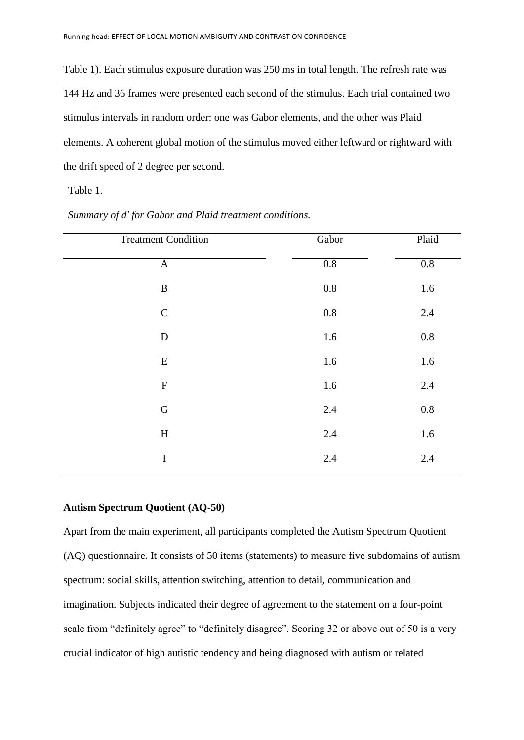Table 1). Each stimulus exposure duration was 250 ms in total length. The refresh rate was 144 Hz and 36 frames were presented each second of the stimulus. Each trial contained two stimulus intervals in random order: one was Gabor elements, and the other was Plaid elements. A coherent global motion of the stimulus moved either leftward or rightward with the drift speed of 2 degree per second.

Table 1.

*Summary of d' for Gabor and Plaid treatment conditions.*

| Treatment Condition | Gabor | Plaid |
|---|---|---|
| A | 0.8 | 0.8 |
| B | 0.8 | 1.6 |
| C | 0.8 | 2.4 |
| D | 1.6 | 0.8 |
| E | 1.6 | 1.6 |
| F | 1.6 | 2.4 |
| G | 2.4 | 0.8 |
| H | 2.4 | 1.6 |
| I | 2.4 | 2.4 |

**Autism Spectrum Quotient (AQ-50)**

Apart from the main experiment, all participants completed the Autism Spectrum Quotient (AQ) questionnaire. It consists of 50 items (statements) to measure five subdomains of autism spectrum: social skills, attention switching, attention to detail, communication and imagination. Subjects indicated their degree of agreement to the statement on a four-point scale from “definitely agree” to “definitely disagree”. Scoring 32 or above out of 50 is a very crucial indicator of high autistic tendency and being diagnosed with autism or related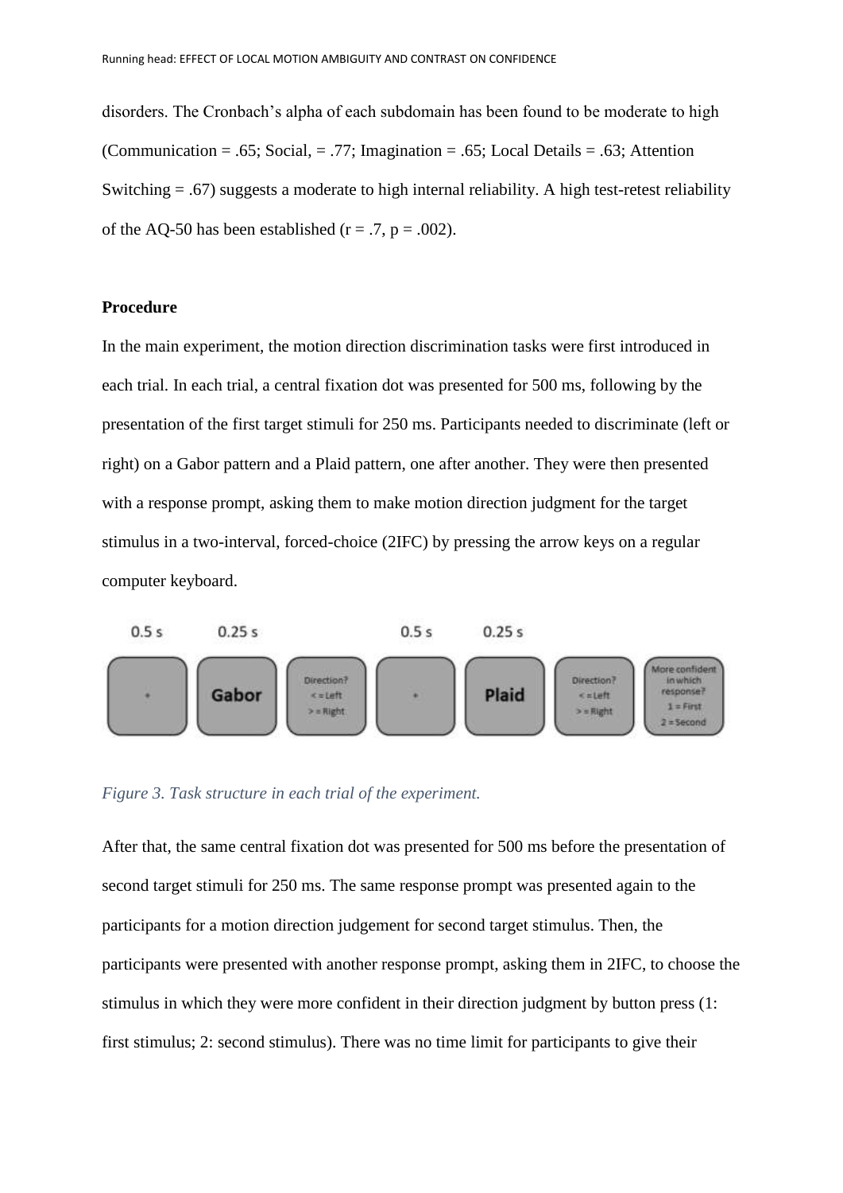disorders. The Cronbach's alpha of each subdomain has been found to be moderate to high (Communication = .65; Social, = .77; Imagination = .65; Local Details = .63; Attention Switching = .67) suggests a moderate to high internal reliability. A high test-retest reliability of the AQ-50 has been established (r = .7, p = .002).

**Procedure**

In the main experiment, the motion direction discrimination tasks were first introduced in each trial. In each trial, a central fixation dot was presented for 500 ms, following by the presentation of the first target stimuli for 250 ms. Participants needed to discriminate (left or right) on a Gabor pattern and a Plaid pattern, one after another. They were then presented with a response prompt, asking them to make motion direction judgment for the target stimulus in a two-interval, forced-choice (2IFC) by pressing the arrow keys on a regular computer keyboard.

*Figure 3. Task structure in each trial of the experiment.*

After that, the same central fixation dot was presented for 500 ms before the presentation of second target stimuli for 250 ms. The same response prompt was presented again to the participants for a motion direction judgement for second target stimulus. Then, the participants were presented with another response prompt, asking them in 2IFC, to choose the stimulus in which they were more confident in their direction judgment by button press (1: first stimulus; 2: second stimulus). There was no time limit for participants to give their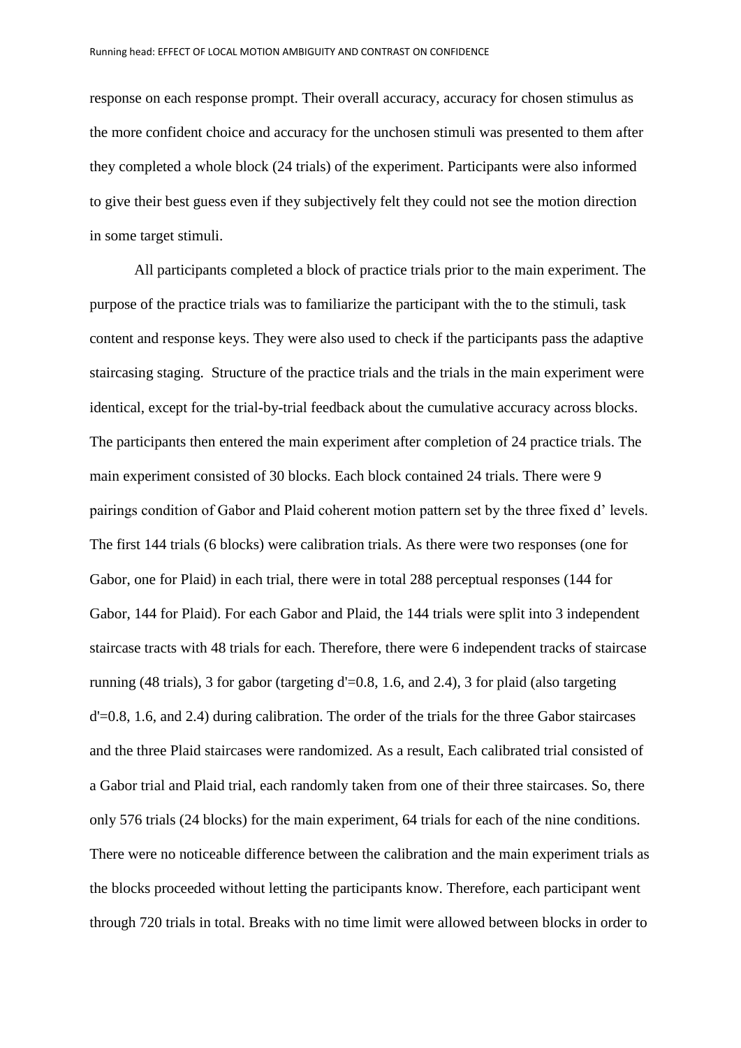response on each response prompt. Their overall accuracy, accuracy for chosen stimulus as the more confident choice and accuracy for the unchosen stimuli was presented to them after they completed a whole block (24 trials) of the experiment. Participants were also informed to give their best guess even if they subjectively felt they could not see the motion direction in some target stimuli.

All participants completed a block of practice trials prior to the main experiment. The purpose of the practice trials was to familiarize the participant with the to the stimuli, task content and response keys. They were also used to check if the participants pass the adaptive staircasing staging. Structure of the practice trials and the trials in the main experiment were identical, except for the trial-by-trial feedback about the cumulative accuracy across blocks. The participants then entered the main experiment after completion of 24 practice trials. The main experiment consisted of 30 blocks. Each block contained 24 trials. There were 9 pairings condition of Gabor and Plaid coherent motion pattern set by the three fixed d' levels. The first 144 trials (6 blocks) were calibration trials. As there were two responses (one for Gabor, one for Plaid) in each trial, there were in total 288 perceptual responses (144 for Gabor, 144 for Plaid). For each Gabor and Plaid, the 144 trials were split into 3 independent staircase tracts with 48 trials for each. Therefore, there were 6 independent tracks of staircase running (48 trials), 3 for gabor (targeting d'=0.8, 1.6, and 2.4), 3 for plaid (also targeting d'=0.8, 1.6, and 2.4) during calibration. The order of the trials for the three Gabor staircases and the three Plaid staircases were randomized. As a result, Each calibrated trial consisted of a Gabor trial and Plaid trial, each randomly taken from one of their three staircases. So, there only 576 trials (24 blocks) for the main experiment, 64 trials for each of the nine conditions. There were no noticeable difference between the calibration and the main experiment trials as the blocks proceeded without letting the participants know. Therefore, each participant went through 720 trials in total. Breaks with no time limit were allowed between blocks in order to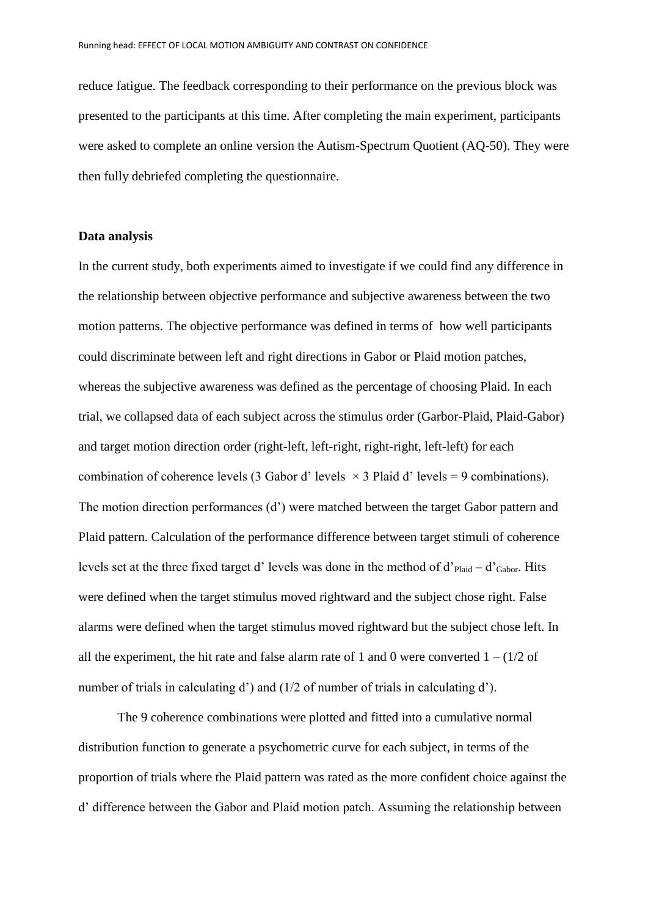reduce fatigue. The feedback corresponding to their performance on the previous block was presented to the participants at this time. After completing the main experiment, participants were asked to complete an online version the Autism-Spectrum Quotient (AQ-50). They were then fully debriefed completing the questionnaire.

**Data analysis**

In the current study, both experiments aimed to investigate if we could find any difference in the relationship between objective performance and subjective awareness between the two motion patterns. The objective performance was defined in terms of how well participants could discriminate between left and right directions in Gabor or Plaid motion patches, whereas the subjective awareness was defined as the percentage of choosing Plaid. In each trial, we collapsed data of each subject across the stimulus order (Garbor-Plaid, Plaid-Gabor) and target motion direction order (right-left, left-right, right-right, left-left) for each combination of coherence levels (3 Gabor d' levels $\times$ 3 Plaid d' levels = 9 combinations). The motion direction performances (d') were matched between the target Gabor pattern and Plaid pattern. Calculation of the performance difference between target stimuli of coherence levels set at the three fixed target d' levels was done in the method of $d'_{Plaid} - d'_{Gabor}$. Hits were defined when the target stimulus moved rightward and the subject chose right. False alarms were defined when the target stimulus moved rightward but the subject chose left. In all the experiment, the hit rate and false alarm rate of 1 and 0 were converted 1 – (1/2 of number of trials in calculating d') and (1/2 of number of trials in calculating d').

The 9 coherence combinations were plotted and fitted into a cumulative normal distribution function to generate a psychometric curve for each subject, in terms of the proportion of trials where the Plaid pattern was rated as the more confident choice against the d' difference between the Gabor and Plaid motion patch. Assuming the relationship between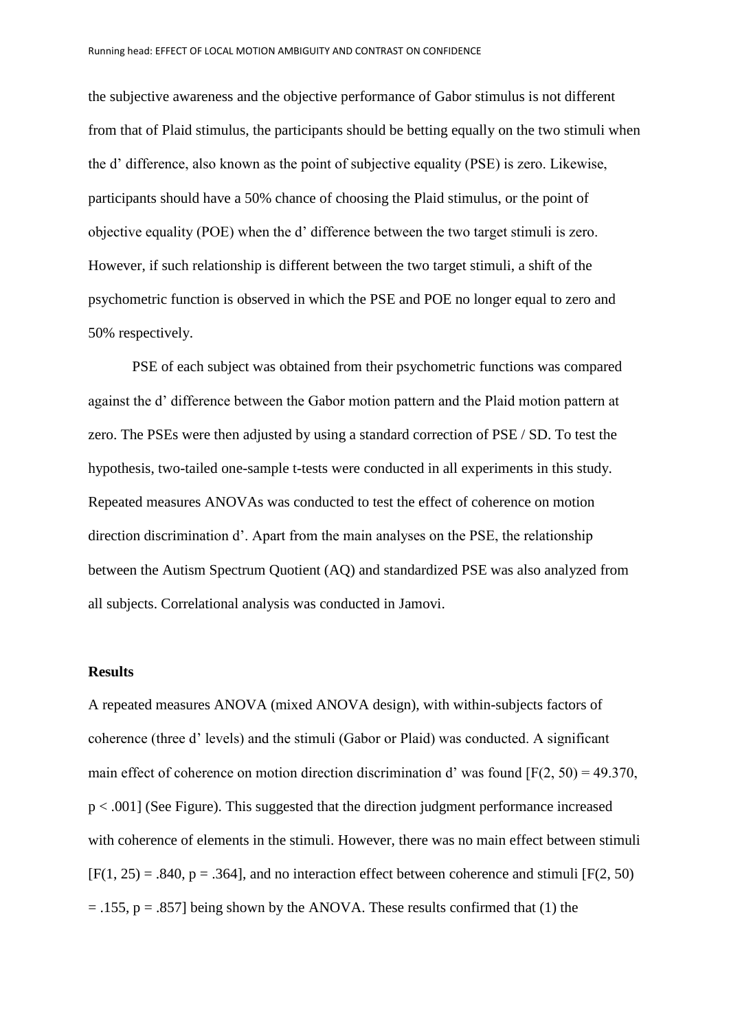the subjective awareness and the objective performance of Gabor stimulus is not different from that of Plaid stimulus, the participants should be betting equally on the two stimuli when the d' difference, also known as the point of subjective equality (PSE) is zero. Likewise, participants should have a 50% chance of choosing the Plaid stimulus, or the point of objective equality (POE) when the d' difference between the two target stimuli is zero. However, if such relationship is different between the two target stimuli, a shift of the psychometric function is observed in which the PSE and POE no longer equal to zero and 50% respectively.

PSE of each subject was obtained from their psychometric functions was compared against the d' difference between the Gabor motion pattern and the Plaid motion pattern at zero. The PSEs were then adjusted by using a standard correction of PSE / SD. To test the hypothesis, two-tailed one-sample t-tests were conducted in all experiments in this study. Repeated measures ANOVAs was conducted to test the effect of coherence on motion direction discrimination d'. Apart from the main analyses on the PSE, the relationship between the Autism Spectrum Quotient (AQ) and standardized PSE was also analyzed from all subjects. Correlational analysis was conducted in Jamovi.

## Results

A repeated measures ANOVA (mixed ANOVA design), with within-subjects factors of coherence (three d' levels) and the stimuli (Gabor or Plaid) was conducted. A significant main effect of coherence on motion direction discrimination d' was found [$F(2, 50) = 49.370$, $p < .001$] (See Figure). This suggested that the direction judgment performance increased with coherence of elements in the stimuli. However, there was no main effect between stimuli [$F(1, 25) = .840$, $p = .364$], and no interaction effect between coherence and stimuli [$F(2, 50) = .155$, $p = .857$] being shown by the ANOVA. These results confirmed that (1) the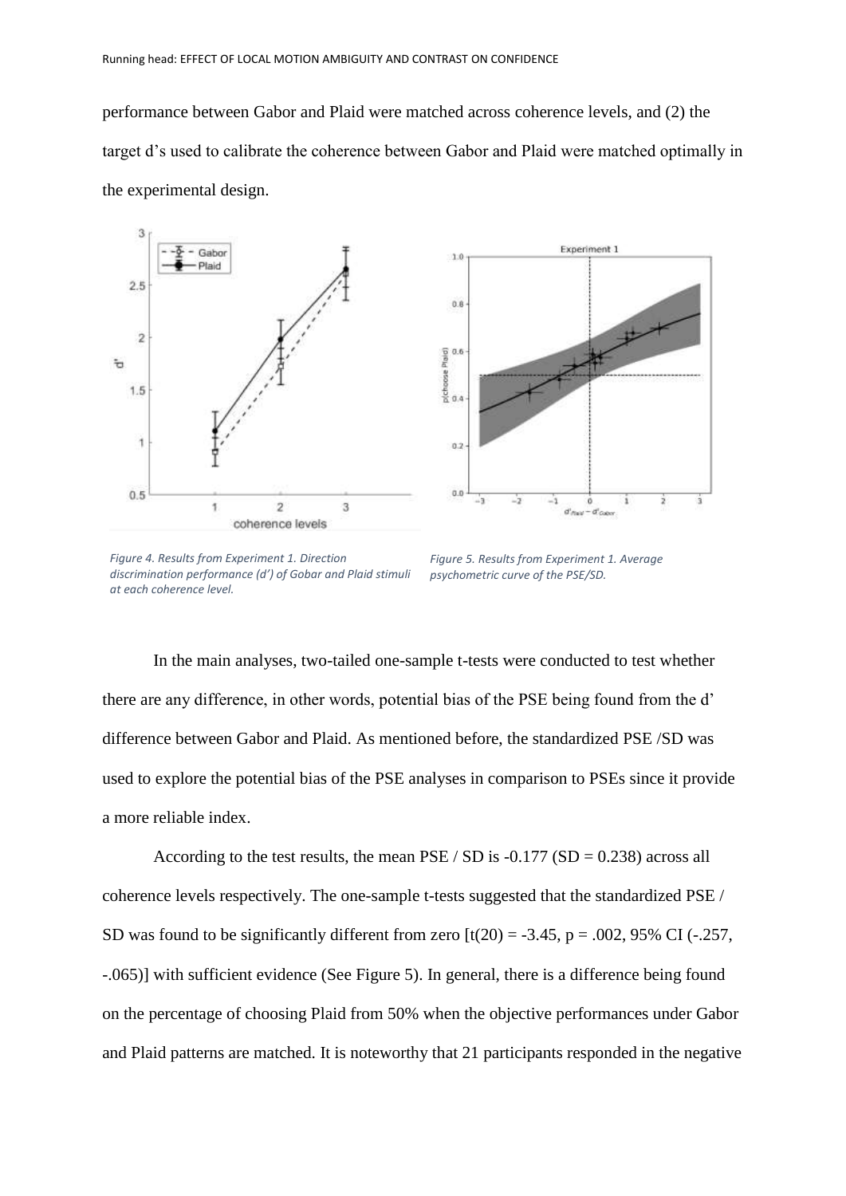performance between Gabor and Plaid were matched across coherence levels, and (2) the target d's used to calibrate the coherence between Gabor and Plaid were matched optimally in the experimental design.

*Figure 4. Results from Experiment 1. Direction discrimination performance (d') of Gobar and Plaid stimuli at each coherence level.*

*Figure 5. Results from Experiment 1. Average psychometric curve of the PSE/SD.*

In the main analyses, two-tailed one-sample t-tests were conducted to test whether there are any difference, in other words, potential bias of the PSE being found from the d' difference between Gabor and Plaid. As mentioned before, the standardized PSE /SD was used to explore the potential bias of the PSE analyses in comparison to PSEs since it provide a more reliable index.

According to the test results, the mean PSE / SD is -0.177 (SD = 0.238) across all coherence levels respectively. The one-sample t-tests suggested that the standardized PSE / SD was found to be significantly different from zero [$t(20) = -3.45$, $p = .002$, 95% CI (-.257, -.065)] with sufficient evidence (See Figure 5). In general, there is a difference being found on the percentage of choosing Plaid from 50% when the objective performances under Gabor and Plaid patterns are matched. It is noteworthy that 21 participants responded in the negative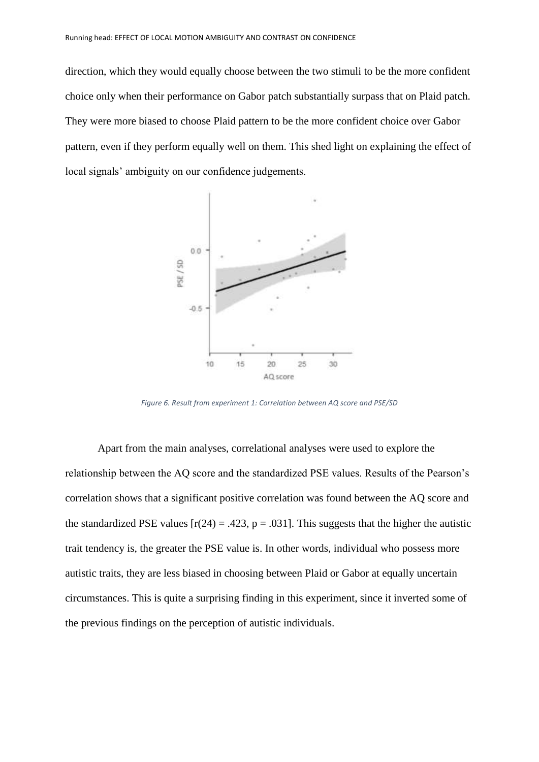direction, which they would equally choose between the two stimuli to be the more confident choice only when their performance on Gabor patch substantially surpass that on Plaid patch. They were more biased to choose Plaid pattern to be the more confident choice over Gabor pattern, even if they perform equally well on them. This shed light on explaining the effect of local signals' ambiguity on our confidence judgements.

*Figure 6. Result from experiment 1: Correlation between AQ score and PSE/SD*

Apart from the main analyses, correlational analyses were used to explore the relationship between the AQ score and the standardized PSE values. Results of the Pearson's correlation shows that a significant positive correlation was found between the AQ score and the standardized PSE values [$r(24) = .423$, $p = .031$]. This suggests that the higher the autistic trait tendency is, the greater the PSE value is. In other words, individual who possess more autistic traits, they are less biased in choosing between Plaid or Gabor at equally uncertain circumstances. This is quite a surprising finding in this experiment, since it inverted some of the previous findings on the perception of autistic individuals.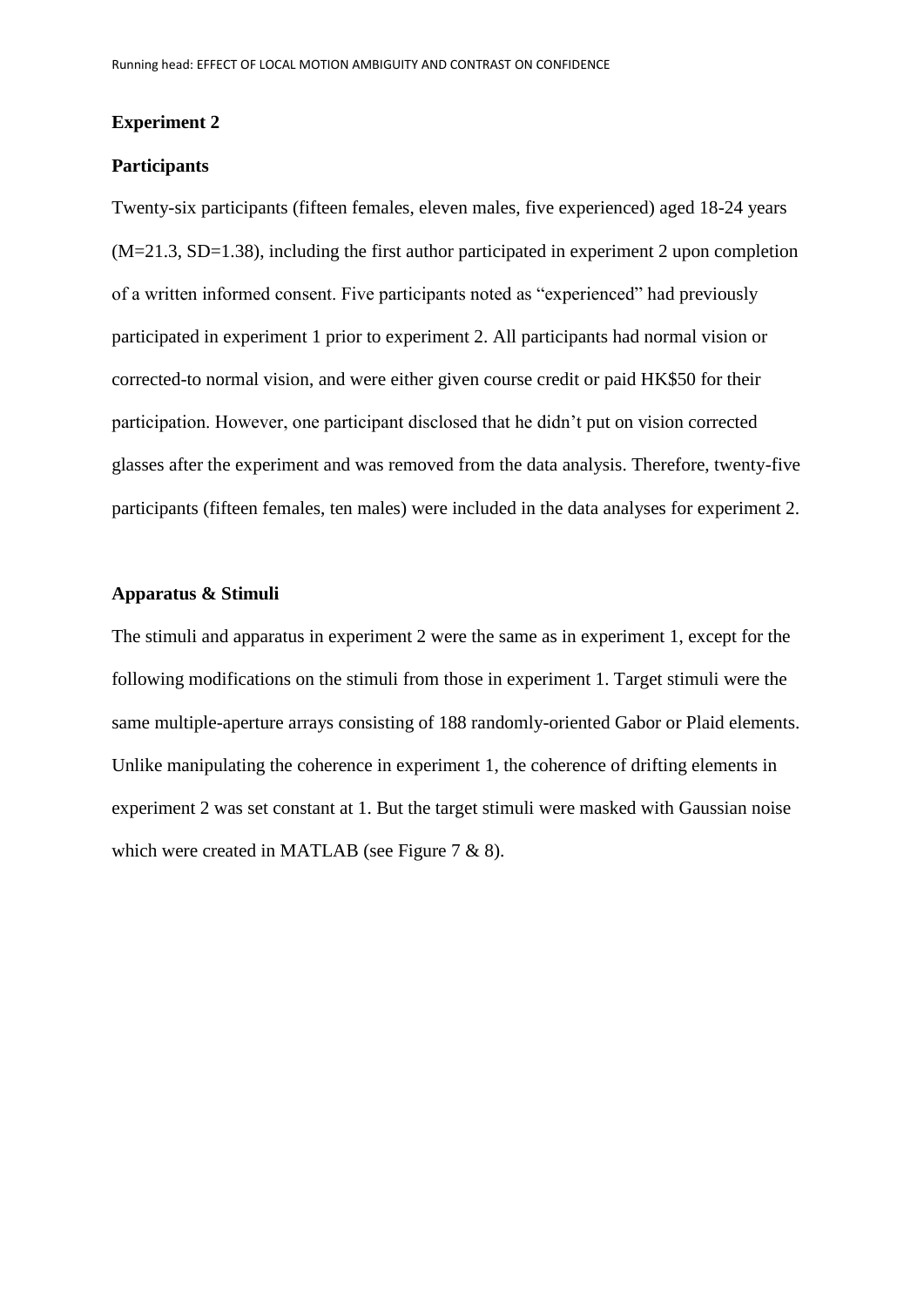## Experiment 2

### Participants

Twenty-six participants (fifteen females, eleven males, five experienced) aged 18-24 years (M=21.3, SD=1.38), including the first author participated in experiment 2 upon completion of a written informed consent. Five participants noted as "experienced" had previously participated in experiment 1 prior to experiment 2. All participants had normal vision or corrected-to normal vision, and were either given course credit or paid HK$50 for their participation. However, one participant disclosed that he didn't put on vision corrected glasses after the experiment and was removed from the data analysis. Therefore, twenty-five participants (fifteen females, ten males) were included in the data analyses for experiment 2.

### Apparatus & Stimuli

The stimuli and apparatus in experiment 2 were the same as in experiment 1, except for the following modifications on the stimuli from those in experiment 1. Target stimuli were the same multiple-aperture arrays consisting of 188 randomly-oriented Gabor or Plaid elements. Unlike manipulating the coherence in experiment 1, the coherence of drifting elements in experiment 2 was set constant at 1. But the target stimuli were masked with Gaussian noise which were created in MATLAB (see Figure 7 & 8).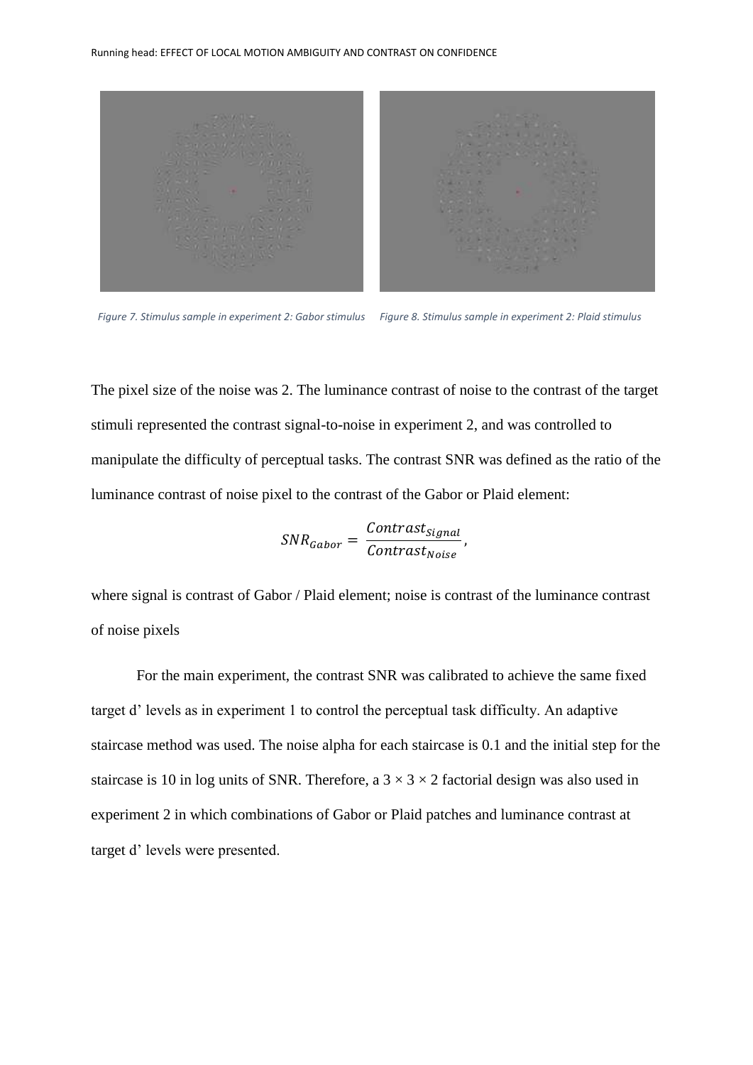Figure 7. Stimulus sample in experiment 2: Gabor stimulus

Figure 8. Stimulus sample in experiment 2: Plaid stimulus

The pixel size of the noise was 2. The luminance contrast of noise to the contrast of the target stimuli represented the contrast signal-to-noise in experiment 2, and was controlled to manipulate the difficulty of perceptual tasks. The contrast SNR was defined as the ratio of the luminance contrast of noise pixel to the contrast of the Gabor or Plaid element:

$$SNR_{Gabor} = \frac{Contrast_{Signal}}{Contrast_{Noise}},$$

where signal is contrast of Gabor / Plaid element; noise is contrast of the luminance contrast of noise pixels

For the main experiment, the contrast SNR was calibrated to achieve the same fixed target d' levels as in experiment 1 to control the perceptual task difficulty. An adaptive staircase method was used. The noise alpha for each staircase is 0.1 and the initial step for the staircase is 10 in log units of SNR. Therefore, a $3 \times 3 \times 2$ factorial design was also used in experiment 2 in which combinations of Gabor or Plaid patches and luminance contrast at target d' levels were presented.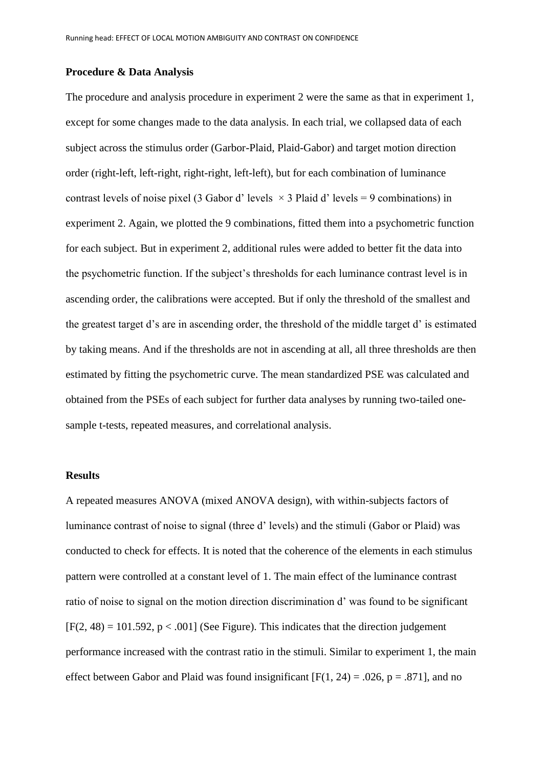**Procedure & Data Analysis**

The procedure and analysis procedure in experiment 2 were the same as that in experiment 1, except for some changes made to the data analysis. In each trial, we collapsed data of each subject across the stimulus order (Garbor-Plaid, Plaid-Gabor) and target motion direction order (right-left, left-right, right-right, left-left), but for each combination of luminance contrast levels of noise pixel (3 Gabor d' levels $\times$ 3 Plaid d' levels = 9 combinations) in experiment 2. Again, we plotted the 9 combinations, fitted them into a psychometric function for each subject. But in experiment 2, additional rules were added to better fit the data into the psychometric function. If the subject's thresholds for each luminance contrast level is in ascending order, the calibrations were accepted. But if only the threshold of the smallest and the greatest target d's are in ascending order, the threshold of the middle target d' is estimated by taking means. And if the thresholds are not in ascending at all, all three thresholds are then estimated by fitting the psychometric curve. The mean standardized PSE was calculated and obtained from the PSEs of each subject for further data analyses by running two-tailed one-sample t-tests, repeated measures, and correlational analysis.

**Results**

A repeated measures ANOVA (mixed ANOVA design), with within-subjects factors of luminance contrast of noise to signal (three d' levels) and the stimuli (Gabor or Plaid) was conducted to check for effects. It is noted that the coherence of the elements in each stimulus pattern were controlled at a constant level of 1. The main effect of the luminance contrast ratio of noise to signal on the motion direction discrimination d' was found to be significant [$F(2, 48) = 101.592$, $p < .001$] (See Figure). This indicates that the direction judgement performance increased with the contrast ratio in the stimuli. Similar to experiment 1, the main effect between Gabor and Plaid was found insignificant [$F(1, 24) = .026$, $p = .871$], and no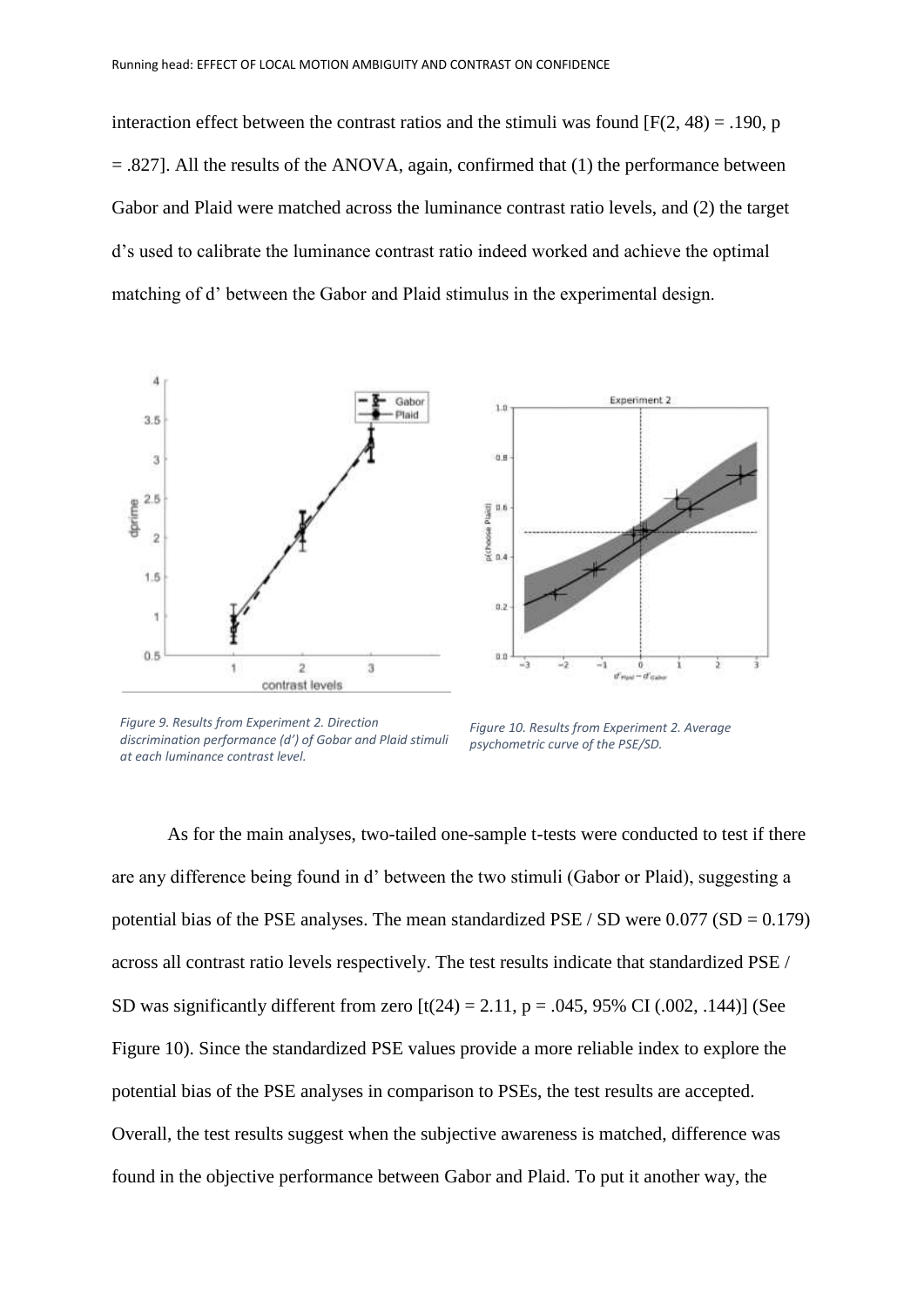interaction effect between the contrast ratios and the stimuli was found [$F(2, 48) = .190$, $p = .827$]. All the results of the ANOVA, again, confirmed that (1) the performance between Gabor and Plaid were matched across the luminance contrast ratio levels, and (2) the target d's used to calibrate the luminance contrast ratio indeed worked and achieve the optimal matching of d' between the Gabor and Plaid stimulus in the experimental design.

*Figure 9. Results from Experiment 2. Direction discrimination performance (d') of Gobar and Plaid stimuli at each luminance contrast level.*

*Figure 10. Results from Experiment 2. Average psychometric curve of the PSE/SD.*

As for the main analyses, two-tailed one-sample t-tests were conducted to test if there are any difference being found in d' between the two stimuli (Gabor or Plaid), suggesting a potential bias of the PSE analyses. The mean standardized PSE / SD were 0.077 (SD = 0.179) across all contrast ratio levels respectively. The test results indicate that standardized PSE / SD was significantly different from zero [$t(24) = 2.11$, $p = .045$, 95% CI (.002, .144)] (See Figure 10). Since the standardized PSE values provide a more reliable index to explore the potential bias of the PSE analyses in comparison to PSEs, the test results are accepted. Overall, the test results suggest when the subjective awareness is matched, difference was found in the objective performance between Gabor and Plaid. To put it another way, the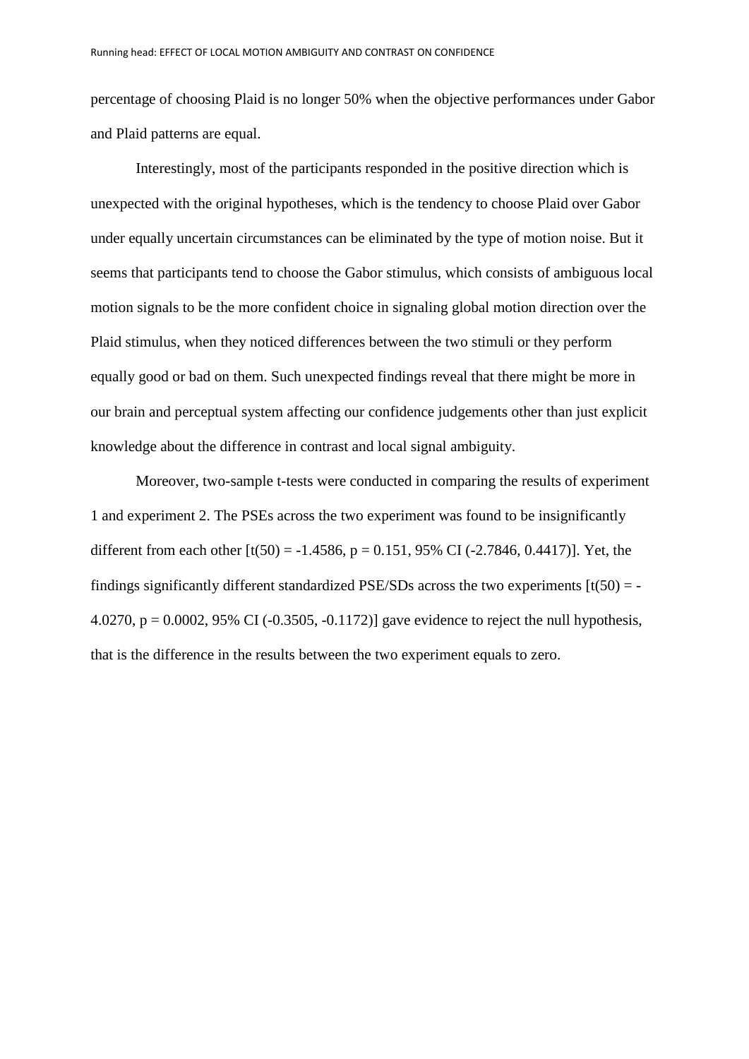percentage of choosing Plaid is no longer 50% when the objective performances under Gabor and Plaid patterns are equal.

Interestingly, most of the participants responded in the positive direction which is unexpected with the original hypotheses, which is the tendency to choose Plaid over Gabor under equally uncertain circumstances can be eliminated by the type of motion noise. But it seems that participants tend to choose the Gabor stimulus, which consists of ambiguous local motion signals to be the more confident choice in signaling global motion direction over the Plaid stimulus, when they noticed differences between the two stimuli or they perform equally good or bad on them. Such unexpected findings reveal that there might be more in our brain and perceptual system affecting our confidence judgements other than just explicit knowledge about the difference in contrast and local signal ambiguity.

Moreover, two-sample t-tests were conducted in comparing the results of experiment 1 and experiment 2. The PSEs across the two experiment was found to be insignificantly different from each other [$t(50) = -1.4586$, $p = 0.151$, 95% CI (-2.7846, 0.4417)]. Yet, the findings significantly different standardized PSE/SDs across the two experiments [$t(50) = -4.0270$, $p = 0.0002$, 95% CI (-0.3505, -0.1172)] gave evidence to reject the null hypothesis, that is the difference in the results between the two experiment equals to zero.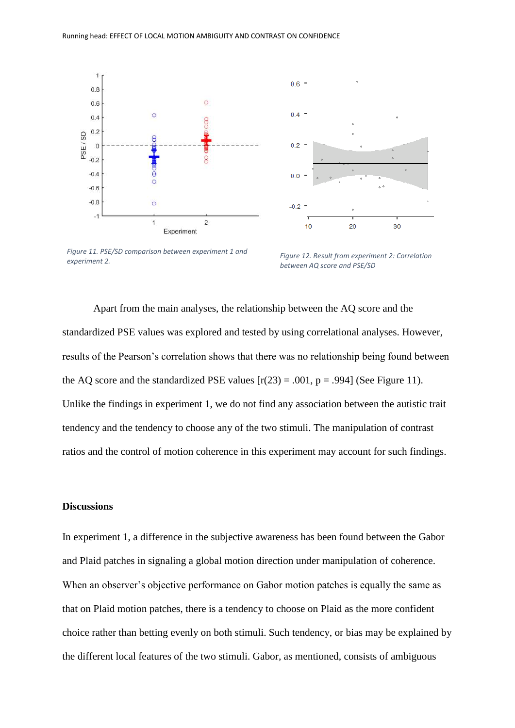*Figure 11. PSE/SD comparison between experiment 1 and experiment 2.*

*Figure 12. Result from experiment 2: Correlation between AQ score and PSE/SD*

Apart from the main analyses, the relationship between the AQ score and the standardized PSE values was explored and tested by using correlational analyses. However, results of the Pearson's correlation shows that there was no relationship being found between the AQ score and the standardized PSE values [$r(23) = .001$, $p = .994$] (See Figure 11). Unlike the findings in experiment 1, we do not find any association between the autistic trait tendency and the tendency to choose any of the two stimuli. The manipulation of contrast ratios and the control of motion coherence in this experiment may account for such findings.

## Discussions

In experiment 1, a difference in the subjective awareness has been found between the Gabor and Plaid patches in signaling a global motion direction under manipulation of coherence. When an observer's objective performance on Gabor motion patches is equally the same as that on Plaid motion patches, there is a tendency to choose on Plaid as the more confident choice rather than betting evenly on both stimuli. Such tendency, or bias may be explained by the different local features of the two stimuli. Gabor, as mentioned, consists of ambiguous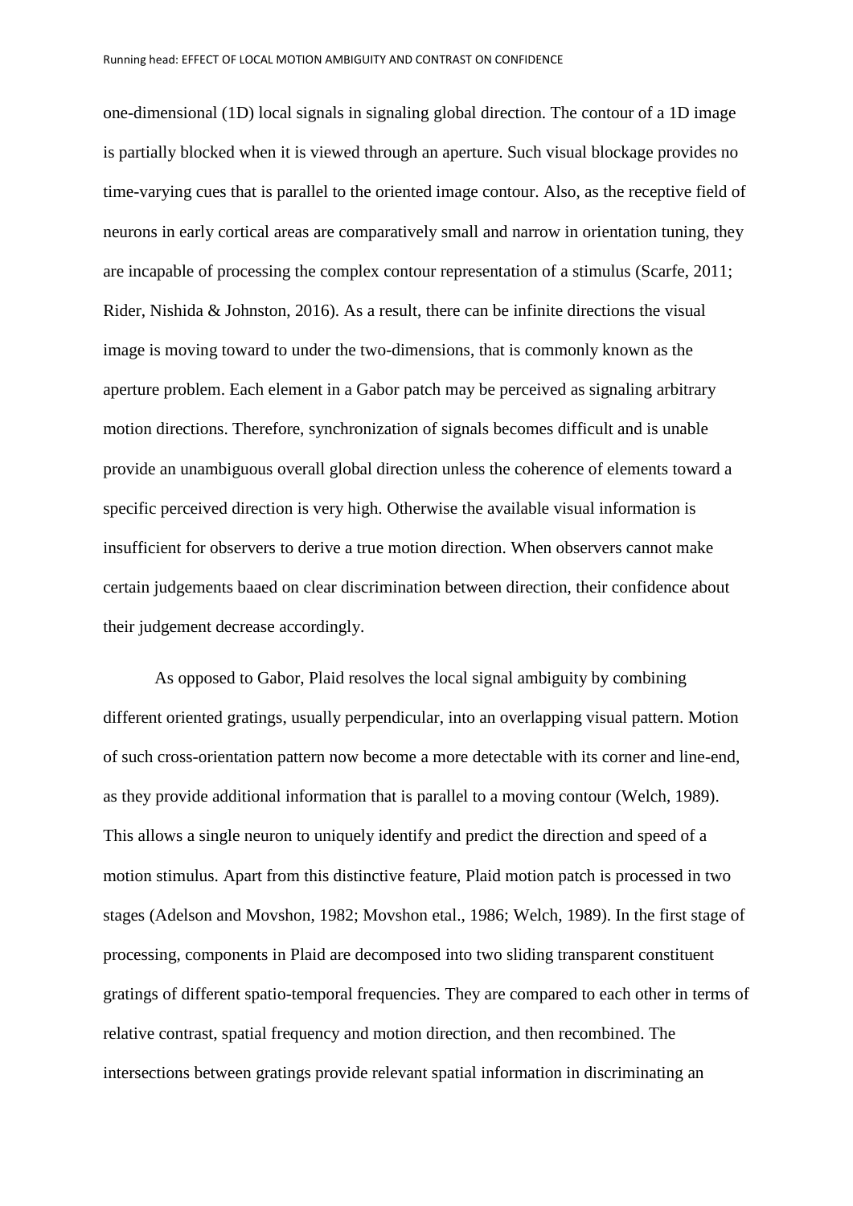one-dimensional (1D) local signals in signaling global direction. The contour of a 1D image is partially blocked when it is viewed through an aperture. Such visual blockage provides no time-varying cues that is parallel to the oriented image contour. Also, as the receptive field of neurons in early cortical areas are comparatively small and narrow in orientation tuning, they are incapable of processing the complex contour representation of a stimulus (Scarfe, 2011; Rider, Nishida & Johnston, 2016). As a result, there can be infinite directions the visual image is moving toward to under the two-dimensions, that is commonly known as the aperture problem. Each element in a Gabor patch may be perceived as signaling arbitrary motion directions. Therefore, synchronization of signals becomes difficult and is unable provide an unambiguous overall global direction unless the coherence of elements toward a specific perceived direction is very high. Otherwise the available visual information is insufficient for observers to derive a true motion direction. When observers cannot make certain judgements baaed on clear discrimination between direction, their confidence about their judgement decrease accordingly.

As opposed to Gabor, Plaid resolves the local signal ambiguity by combining different oriented gratings, usually perpendicular, into an overlapping visual pattern. Motion of such cross-orientation pattern now become a more detectable with its corner and line-end, as they provide additional information that is parallel to a moving contour (Welch, 1989). This allows a single neuron to uniquely identify and predict the direction and speed of a motion stimulus. Apart from this distinctive feature, Plaid motion patch is processed in two stages (Adelson and Movshon, 1982; Movshon etal., 1986; Welch, 1989). In the first stage of processing, components in Plaid are decomposed into two sliding transparent constituent gratings of different spatio-temporal frequencies. They are compared to each other in terms of relative contrast, spatial frequency and motion direction, and then recombined. The intersections between gratings provide relevant spatial information in discriminating an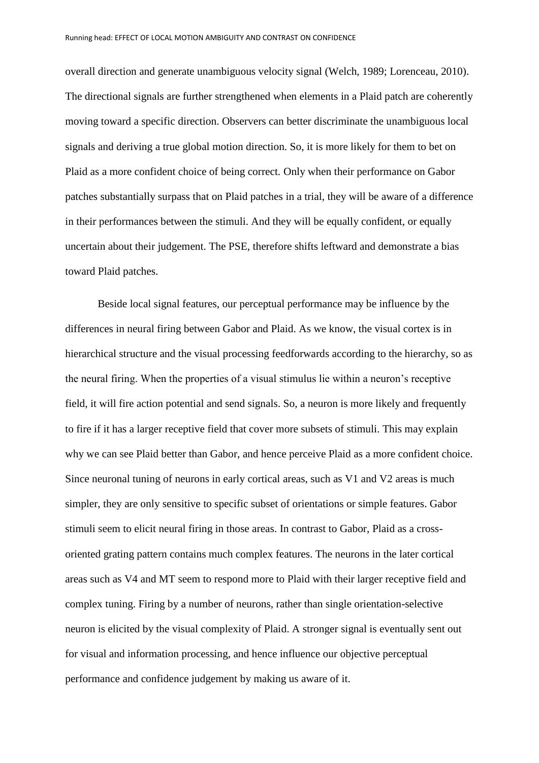overall direction and generate unambiguous velocity signal (Welch, 1989; Lorenceau, 2010). The directional signals are further strengthened when elements in a Plaid patch are coherently moving toward a specific direction. Observers can better discriminate the unambiguous local signals and deriving a true global motion direction. So, it is more likely for them to bet on Plaid as a more confident choice of being correct. Only when their performance on Gabor patches substantially surpass that on Plaid patches in a trial, they will be aware of a difference in their performances between the stimuli. And they will be equally confident, or equally uncertain about their judgement. The PSE, therefore shifts leftward and demonstrate a bias toward Plaid patches.

Beside local signal features, our perceptual performance may be influence by the differences in neural firing between Gabor and Plaid. As we know, the visual cortex is in hierarchical structure and the visual processing feedforwards according to the hierarchy, so as the neural firing. When the properties of a visual stimulus lie within a neuron's receptive field, it will fire action potential and send signals. So, a neuron is more likely and frequently to fire if it has a larger receptive field that cover more subsets of stimuli. This may explain why we can see Plaid better than Gabor, and hence perceive Plaid as a more confident choice. Since neuronal tuning of neurons in early cortical areas, such as V1 and V2 areas is much simpler, they are only sensitive to specific subset of orientations or simple features. Gabor stimuli seem to elicit neural firing in those areas. In contrast to Gabor, Plaid as a cross-oriented grating pattern contains much complex features. The neurons in the later cortical areas such as V4 and MT seem to respond more to Plaid with their larger receptive field and complex tuning. Firing by a number of neurons, rather than single orientation-selective neuron is elicited by the visual complexity of Plaid. A stronger signal is eventually sent out for visual and information processing, and hence influence our objective perceptual performance and confidence judgement by making us aware of it.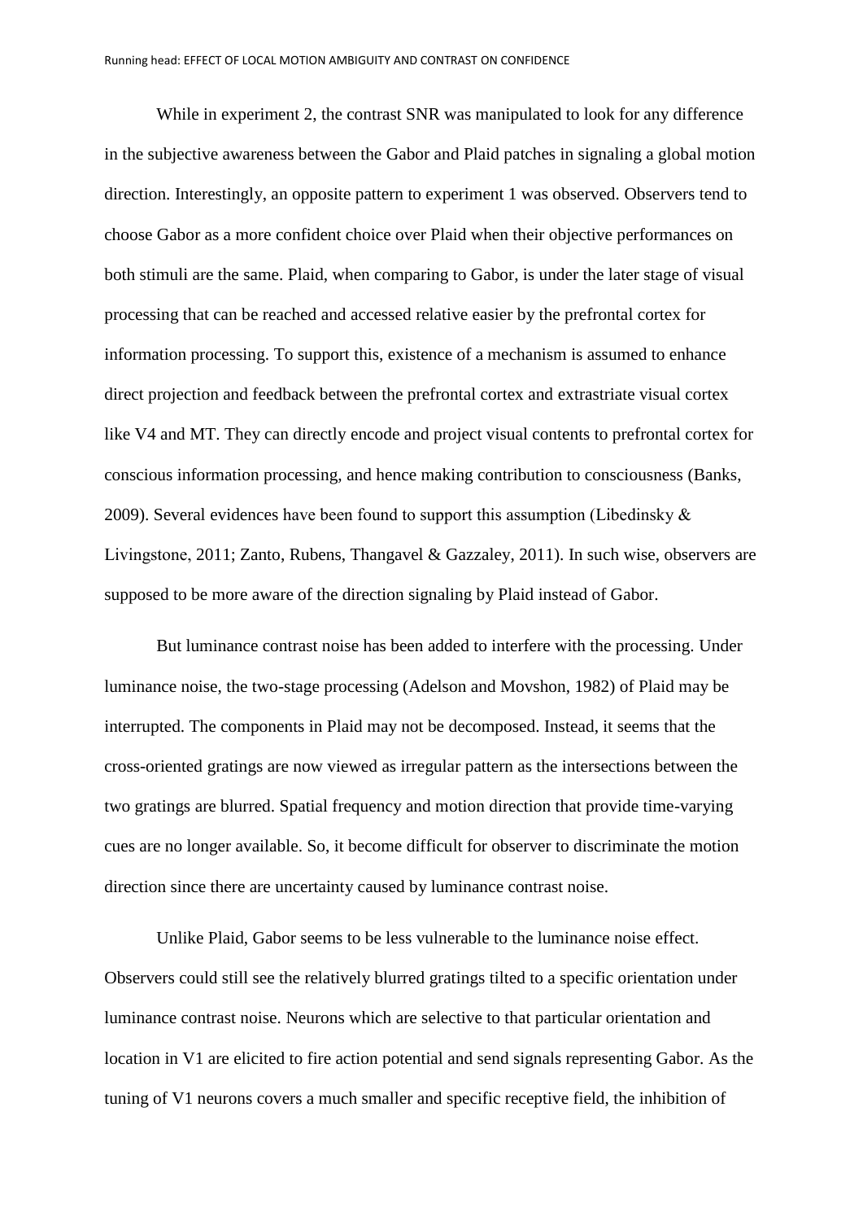While in experiment 2, the contrast SNR was manipulated to look for any difference in the subjective awareness between the Gabor and Plaid patches in signaling a global motion direction. Interestingly, an opposite pattern to experiment 1 was observed. Observers tend to choose Gabor as a more confident choice over Plaid when their objective performances on both stimuli are the same. Plaid, when comparing to Gabor, is under the later stage of visual processing that can be reached and accessed relative easier by the prefrontal cortex for information processing. To support this, existence of a mechanism is assumed to enhance direct projection and feedback between the prefrontal cortex and extrastriate visual cortex like V4 and MT. They can directly encode and project visual contents to prefrontal cortex for conscious information processing, and hence making contribution to consciousness (Banks, 2009). Several evidences have been found to support this assumption (Libedinsky & Livingstone, 2011; Zanto, Rubens, Thangavel & Gazzaley, 2011). In such wise, observers are supposed to be more aware of the direction signaling by Plaid instead of Gabor.

But luminance contrast noise has been added to interfere with the processing. Under luminance noise, the two-stage processing (Adelson and Movshon, 1982) of Plaid may be interrupted. The components in Plaid may not be decomposed. Instead, it seems that the cross-oriented gratings are now viewed as irregular pattern as the intersections between the two gratings are blurred. Spatial frequency and motion direction that provide time-varying cues are no longer available. So, it become difficult for observer to discriminate the motion direction since there are uncertainty caused by luminance contrast noise.

Unlike Plaid, Gabor seems to be less vulnerable to the luminance noise effect. Observers could still see the relatively blurred gratings tilted to a specific orientation under luminance contrast noise. Neurons which are selective to that particular orientation and location in V1 are elicited to fire action potential and send signals representing Gabor. As the tuning of V1 neurons covers a much smaller and specific receptive field, the inhibition of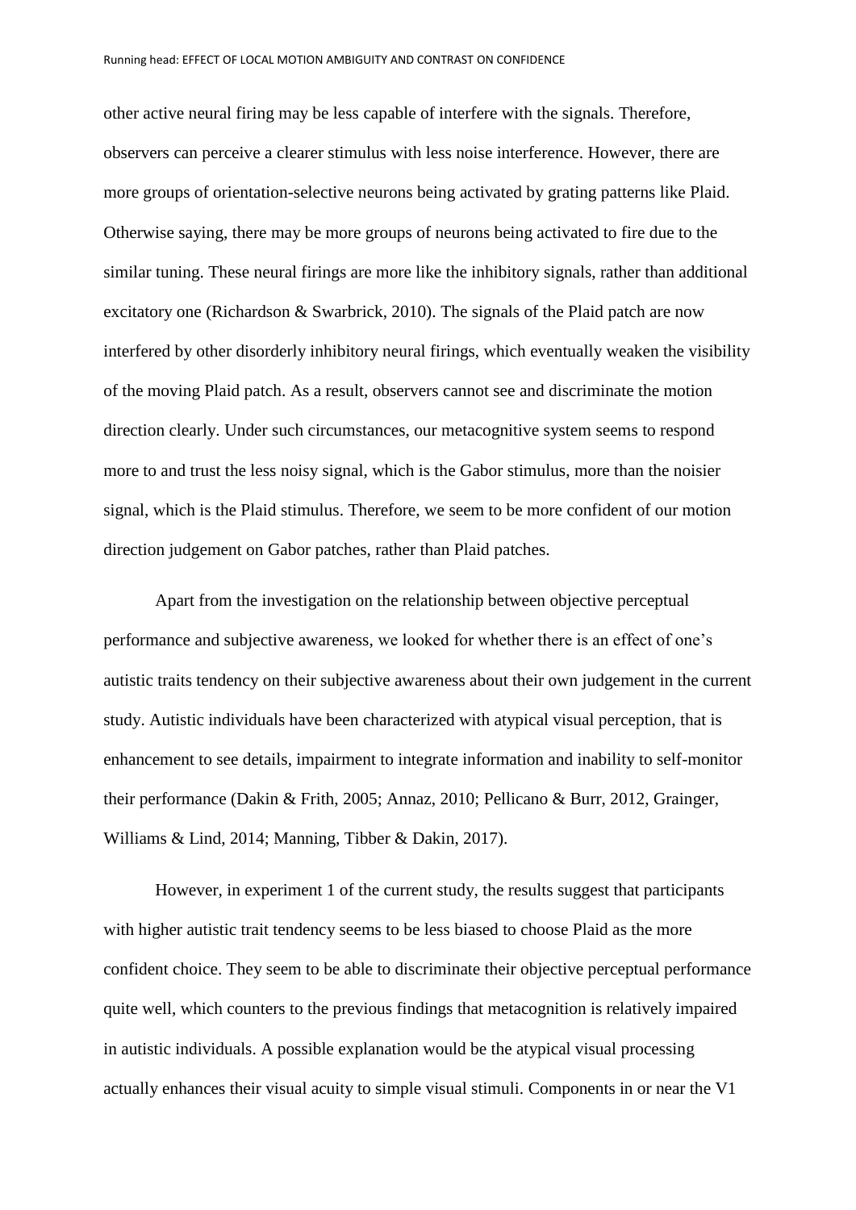other active neural firing may be less capable of interfere with the signals. Therefore, observers can perceive a clearer stimulus with less noise interference. However, there are more groups of orientation-selective neurons being activated by grating patterns like Plaid. Otherwise saying, there may be more groups of neurons being activated to fire due to the similar tuning. These neural firings are more like the inhibitory signals, rather than additional excitatory one (Richardson & Swarbrick, 2010). The signals of the Plaid patch are now interfered by other disorderly inhibitory neural firings, which eventually weaken the visibility of the moving Plaid patch. As a result, observers cannot see and discriminate the motion direction clearly. Under such circumstances, our metacognitive system seems to respond more to and trust the less noisy signal, which is the Gabor stimulus, more than the noisier signal, which is the Plaid stimulus. Therefore, we seem to be more confident of our motion direction judgement on Gabor patches, rather than Plaid patches.

Apart from the investigation on the relationship between objective perceptual performance and subjective awareness, we looked for whether there is an effect of one's autistic traits tendency on their subjective awareness about their own judgement in the current study. Autistic individuals have been characterized with atypical visual perception, that is enhancement to see details, impairment to integrate information and inability to self-monitor their performance (Dakin & Frith, 2005; Annaz, 2010; Pellicano & Burr, 2012, Grainger, Williams & Lind, 2014; Manning, Tibber & Dakin, 2017).

However, in experiment 1 of the current study, the results suggest that participants with higher autistic trait tendency seems to be less biased to choose Plaid as the more confident choice. They seem to be able to discriminate their objective perceptual performance quite well, which counters to the previous findings that metacognition is relatively impaired in autistic individuals. A possible explanation would be the atypical visual processing actually enhances their visual acuity to simple visual stimuli. Components in or near the V1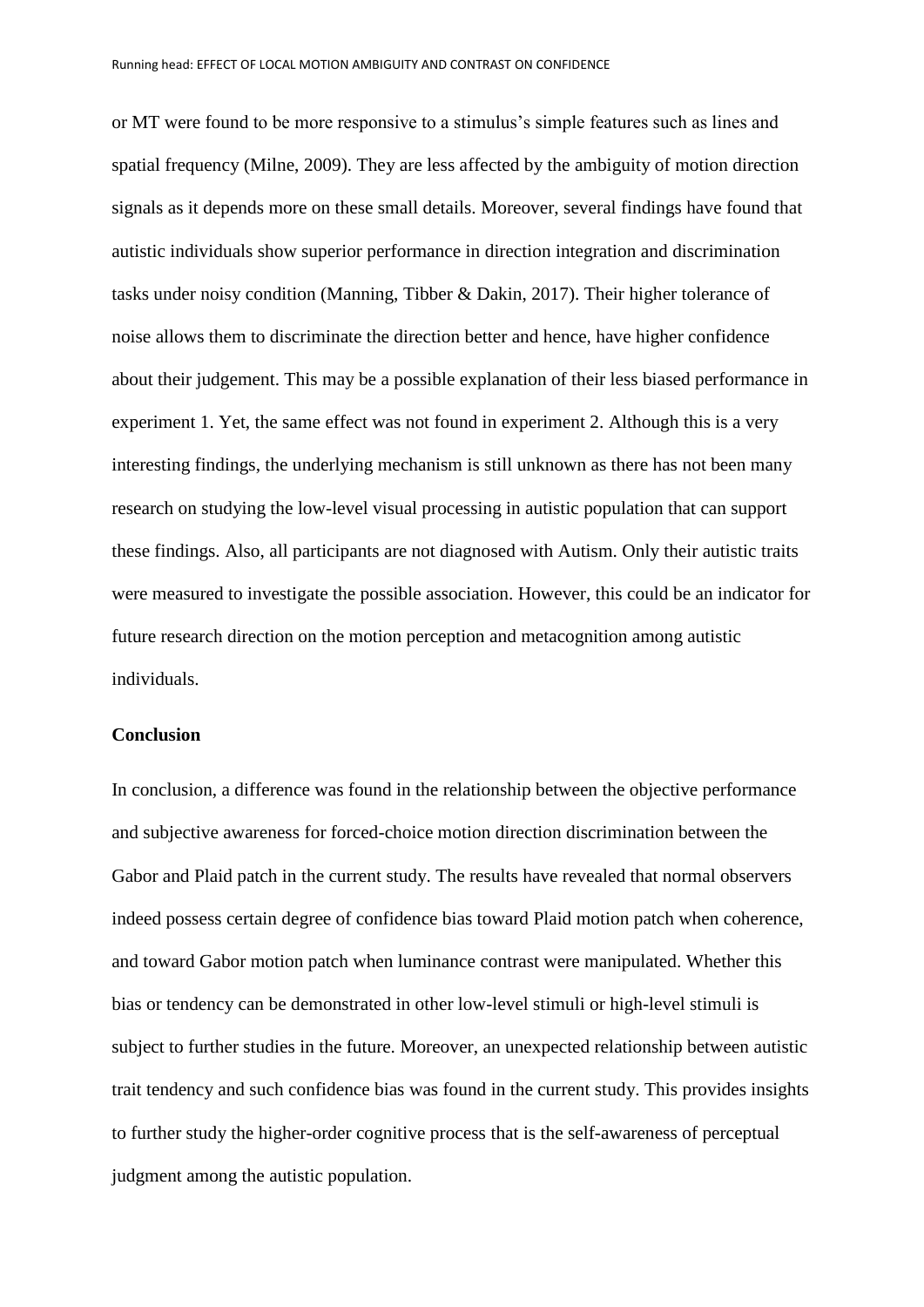or MT were found to be more responsive to a stimulus's simple features such as lines and spatial frequency (Milne, 2009). They are less affected by the ambiguity of motion direction signals as it depends more on these small details. Moreover, several findings have found that autistic individuals show superior performance in direction integration and discrimination tasks under noisy condition (Manning, Tibber & Dakin, 2017). Their higher tolerance of noise allows them to discriminate the direction better and hence, have higher confidence about their judgement. This may be a possible explanation of their less biased performance in experiment 1. Yet, the same effect was not found in experiment 2. Although this is a very interesting findings, the underlying mechanism is still unknown as there has not been many research on studying the low-level visual processing in autistic population that can support these findings. Also, all participants are not diagnosed with Autism. Only their autistic traits were measured to investigate the possible association. However, this could be an indicator for future research direction on the motion perception and metacognition among autistic individuals.

**Conclusion**

In conclusion, a difference was found in the relationship between the objective performance and subjective awareness for forced-choice motion direction discrimination between the Gabor and Plaid patch in the current study. The results have revealed that normal observers indeed possess certain degree of confidence bias toward Plaid motion patch when coherence, and toward Gabor motion patch when luminance contrast were manipulated. Whether this bias or tendency can be demonstrated in other low-level stimuli or high-level stimuli is subject to further studies in the future. Moreover, an unexpected relationship between autistic trait tendency and such confidence bias was found in the current study. This provides insights to further study the higher-order cognitive process that is the self-awareness of perceptual judgment among the autistic population.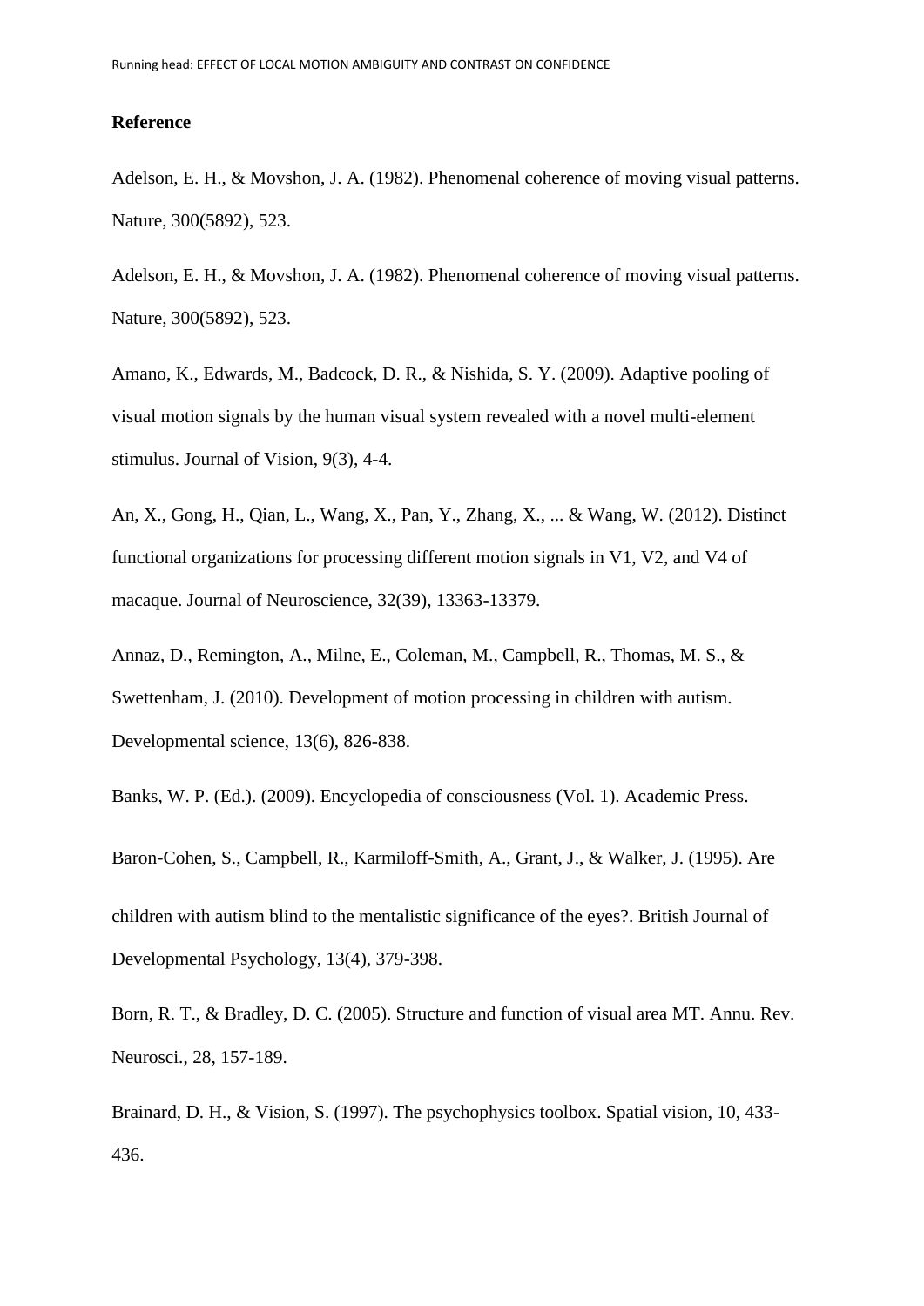**Reference**

Adelson, E. H., & Movshon, J. A. (1982). Phenomenal coherence of moving visual patterns. Nature, 300(5892), 523.

Adelson, E. H., & Movshon, J. A. (1982). Phenomenal coherence of moving visual patterns. Nature, 300(5892), 523.

Amano, K., Edwards, M., Badcock, D. R., & Nishida, S. Y. (2009). Adaptive pooling of visual motion signals by the human visual system revealed with a novel multi-element stimulus. Journal of Vision, 9(3), 4-4.

An, X., Gong, H., Qian, L., Wang, X., Pan, Y., Zhang, X., ... & Wang, W. (2012). Distinct functional organizations for processing different motion signals in V1, V2, and V4 of macaque. Journal of Neuroscience, 32(39), 13363-13379.

Annaz, D., Remington, A., Milne, E., Coleman, M., Campbell, R., Thomas, M. S., & Swettenham, J. (2010). Development of motion processing in children with autism. Developmental science, 13(6), 826-838.

Banks, W. P. (Ed.). (2009). Encyclopedia of consciousness (Vol. 1). Academic Press.

Baron-Cohen, S., Campbell, R., Karmiloff-Smith, A., Grant, J., & Walker, J. (1995). Are children with autism blind to the mentalistic significance of the eyes?. British Journal of Developmental Psychology, 13(4), 379-398.

Born, R. T., & Bradley, D. C. (2005). Structure and function of visual area MT. Annu. Rev. Neurosci., 28, 157-189.

Brainard, D. H., & Vision, S. (1997). The psychophysics toolbox. Spatial vision, 10, 433-436.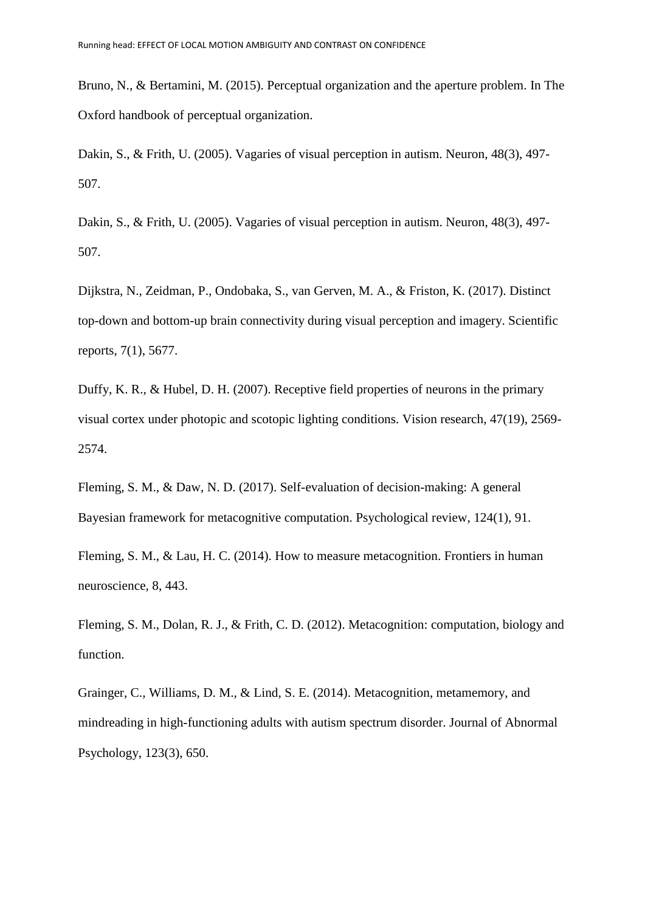Bruno, N., & Bertamini, M. (2015). Perceptual organization and the aperture problem. In The Oxford handbook of perceptual organization.

Dakin, S., & Frith, U. (2005). Vagaries of visual perception in autism. Neuron, 48(3), 497-507.

Dakin, S., & Frith, U. (2005). Vagaries of visual perception in autism. Neuron, 48(3), 497-507.

Dijkstra, N., Zeidman, P., Ondobaka, S., van Gerven, M. A., & Friston, K. (2017). Distinct top-down and bottom-up brain connectivity during visual perception and imagery. Scientific reports, 7(1), 5677.

Duffy, K. R., & Hubel, D. H. (2007). Receptive field properties of neurons in the primary visual cortex under photopic and scotopic lighting conditions. Vision research, 47(19), 2569-2574.

Fleming, S. M., & Daw, N. D. (2017). Self-evaluation of decision-making: A general Bayesian framework for metacognitive computation. Psychological review, 124(1), 91.

Fleming, S. M., & Lau, H. C. (2014). How to measure metacognition. Frontiers in human neuroscience, 8, 443.

Fleming, S. M., Dolan, R. J., & Frith, C. D. (2012). Metacognition: computation, biology and function.

Grainger, C., Williams, D. M., & Lind, S. E. (2014). Metacognition, metamemory, and mindreading in high-functioning adults with autism spectrum disorder. Journal of Abnormal Psychology, 123(3), 650.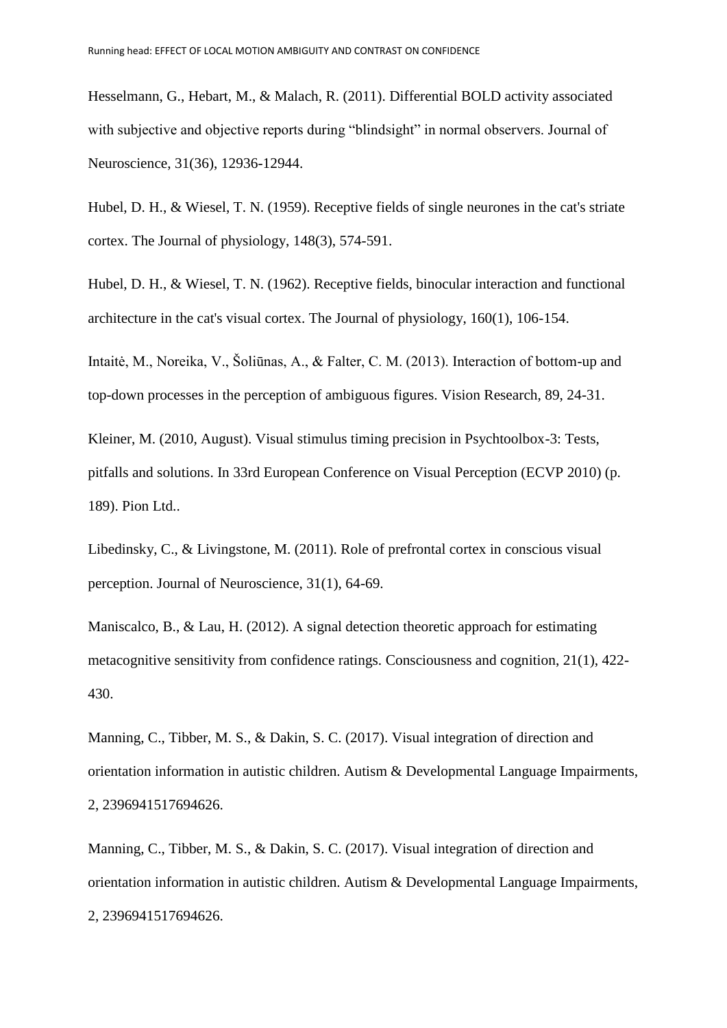Hesselmann, G., Hebart, M., & Malach, R. (2011). Differential BOLD activity associated with subjective and objective reports during "blindsight" in normal observers. Journal of Neuroscience, 31(36), 12936-12944.

Hubel, D. H., & Wiesel, T. N. (1959). Receptive fields of single neurones in the cat's striate cortex. The Journal of physiology, 148(3), 574-591.

Hubel, D. H., & Wiesel, T. N. (1962). Receptive fields, binocular interaction and functional architecture in the cat's visual cortex. The Journal of physiology, 160(1), 106-154.

Intaitė, M., Noreika, V., Šoliūnas, A., & Falter, C. M. (2013). Interaction of bottom-up and top-down processes in the perception of ambiguous figures. Vision Research, 89, 24-31.

Kleiner, M. (2010, August). Visual stimulus timing precision in Psychtoolbox-3: Tests, pitfalls and solutions. In 33rd European Conference on Visual Perception (ECVP 2010) (p. 189). Pion Ltd..

Libedinsky, C., & Livingstone, M. (2011). Role of prefrontal cortex in conscious visual perception. Journal of Neuroscience, 31(1), 64-69.

Maniscalco, B., & Lau, H. (2012). A signal detection theoretic approach for estimating metacognitive sensitivity from confidence ratings. Consciousness and cognition, 21(1), 422-430.

Manning, C., Tibber, M. S., & Dakin, S. C. (2017). Visual integration of direction and orientation information in autistic children. Autism & Developmental Language Impairments, 2, 2396941517694626.

Manning, C., Tibber, M. S., & Dakin, S. C. (2017). Visual integration of direction and orientation information in autistic children. Autism & Developmental Language Impairments, 2, 2396941517694626.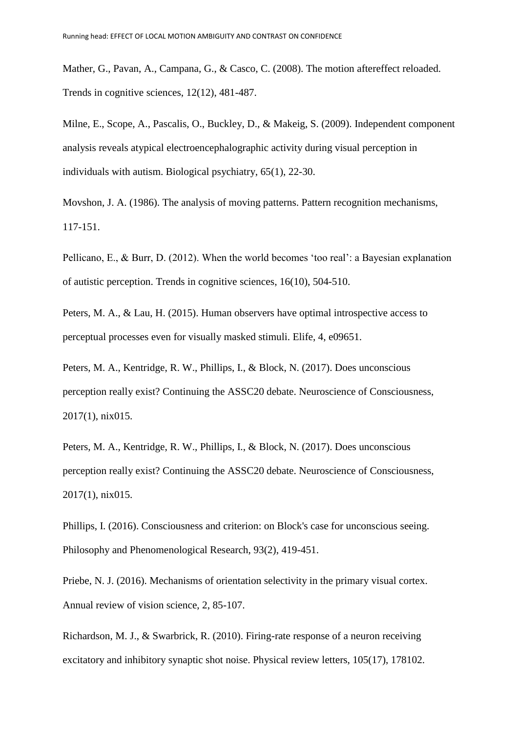Mather, G., Pavan, A., Campana, G., & Casco, C. (2008). The motion aftereffect reloaded. Trends in cognitive sciences, 12(12), 481-487.

Milne, E., Scope, A., Pascalis, O., Buckley, D., & Makeig, S. (2009). Independent component analysis reveals atypical electroencephalographic activity during visual perception in individuals with autism. Biological psychiatry, 65(1), 22-30.

Movshon, J. A. (1986). The analysis of moving patterns. Pattern recognition mechanisms, 117-151.

Pellicano, E., & Burr, D. (2012). When the world becomes 'too real': a Bayesian explanation of autistic perception. Trends in cognitive sciences, 16(10), 504-510.

Peters, M. A., & Lau, H. (2015). Human observers have optimal introspective access to perceptual processes even for visually masked stimuli. Elife, 4, e09651.

Peters, M. A., Kentridge, R. W., Phillips, I., & Block, N. (2017). Does unconscious perception really exist? Continuing the ASSC20 debate. Neuroscience of Consciousness, 2017(1), nix015.

Peters, M. A., Kentridge, R. W., Phillips, I., & Block, N. (2017). Does unconscious perception really exist? Continuing the ASSC20 debate. Neuroscience of Consciousness, 2017(1), nix015.

Phillips, I. (2016). Consciousness and criterion: on Block's case for unconscious seeing. Philosophy and Phenomenological Research, 93(2), 419-451.

Priebe, N. J. (2016). Mechanisms of orientation selectivity in the primary visual cortex. Annual review of vision science, 2, 85-107.

Richardson, M. J., & Swarbrick, R. (2010). Firing-rate response of a neuron receiving excitatory and inhibitory synaptic shot noise. Physical review letters, 105(17), 178102.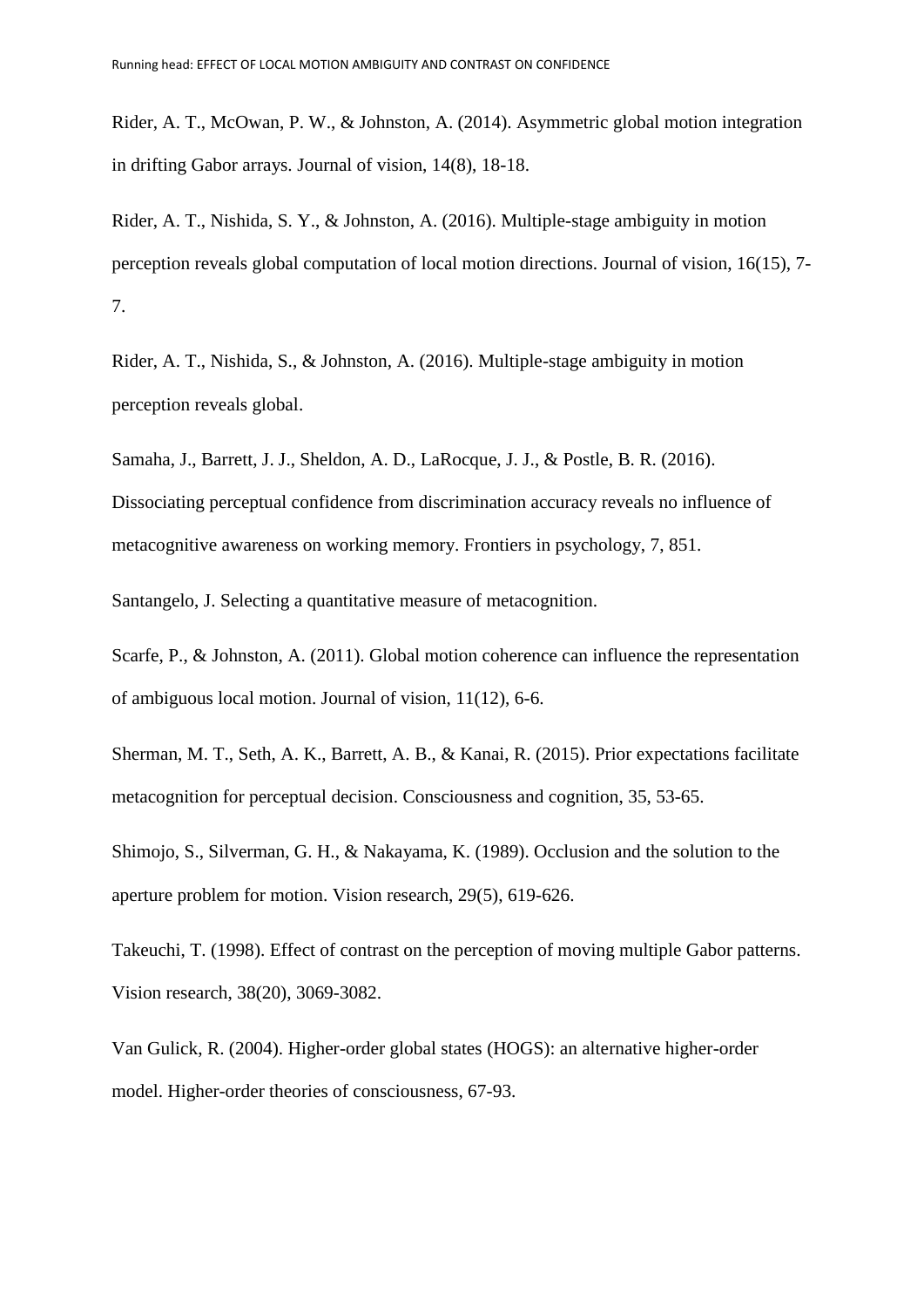Rider, A. T., McOwan, P. W., & Johnston, A. (2014). Asymmetric global motion integration in drifting Gabor arrays. Journal of vision, 14(8), 18-18.

Rider, A. T., Nishida, S. Y., & Johnston, A. (2016). Multiple-stage ambiguity in motion perception reveals global computation of local motion directions. Journal of vision, 16(15), 7-7.

Rider, A. T., Nishida, S., & Johnston, A. (2016). Multiple-stage ambiguity in motion perception reveals global.

Samaha, J., Barrett, J. J., Sheldon, A. D., LaRocque, J. J., & Postle, B. R. (2016). Dissociating perceptual confidence from discrimination accuracy reveals no influence of metacognitive awareness on working memory. Frontiers in psychology, 7, 851.

Santangelo, J. Selecting a quantitative measure of metacognition.

Scarfe, P., & Johnston, A. (2011). Global motion coherence can influence the representation of ambiguous local motion. Journal of vision, 11(12), 6-6.

Sherman, M. T., Seth, A. K., Barrett, A. B., & Kanai, R. (2015). Prior expectations facilitate metacognition for perceptual decision. Consciousness and cognition, 35, 53-65.

Shimojo, S., Silverman, G. H., & Nakayama, K. (1989). Occlusion and the solution to the aperture problem for motion. Vision research, 29(5), 619-626.

Takeuchi, T. (1998). Effect of contrast on the perception of moving multiple Gabor patterns. Vision research, 38(20), 3069-3082.

Van Gulick, R. (2004). Higher-order global states (HOGS): an alternative higher-order model. Higher-order theories of consciousness, 67-93.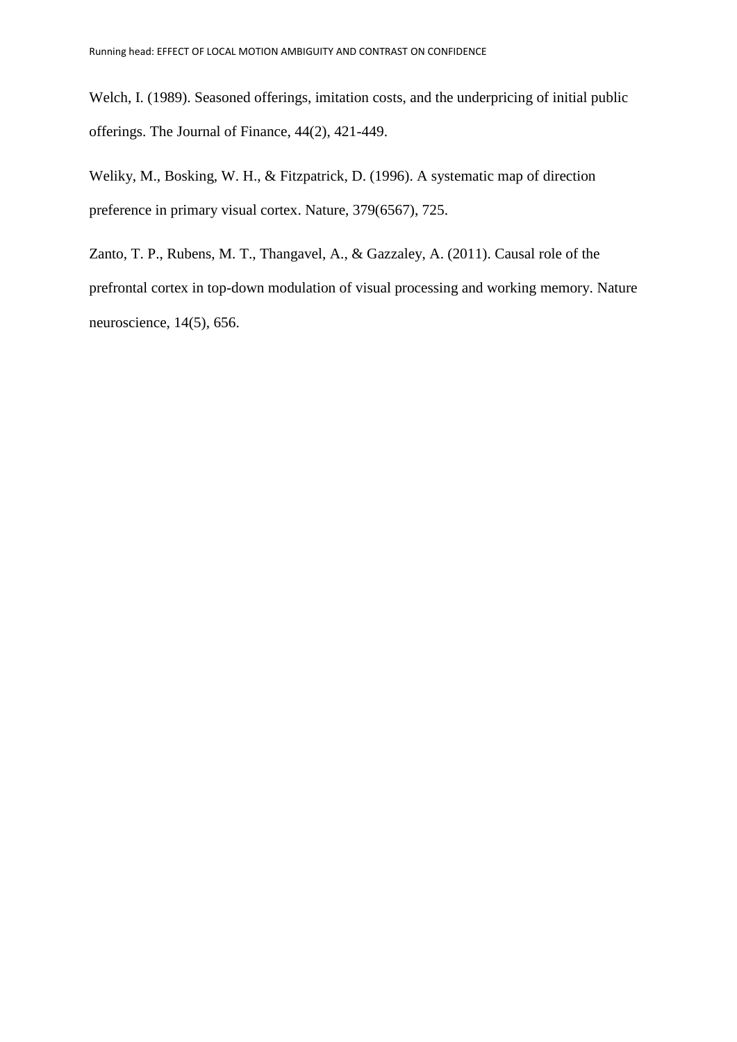Welch, I. (1989). Seasoned offerings, imitation costs, and the underpricing of initial public offerings. The Journal of Finance, 44(2), 421-449.

Weliky, M., Bosking, W. H., & Fitzpatrick, D. (1996). A systematic map of direction preference in primary visual cortex. Nature, 379(6567), 725.

Zanto, T. P., Rubens, M. T., Thangavel, A., & Gazzaley, A. (2011). Causal role of the prefrontal cortex in top-down modulation of visual processing and working memory. Nature neuroscience, 14(5), 656.